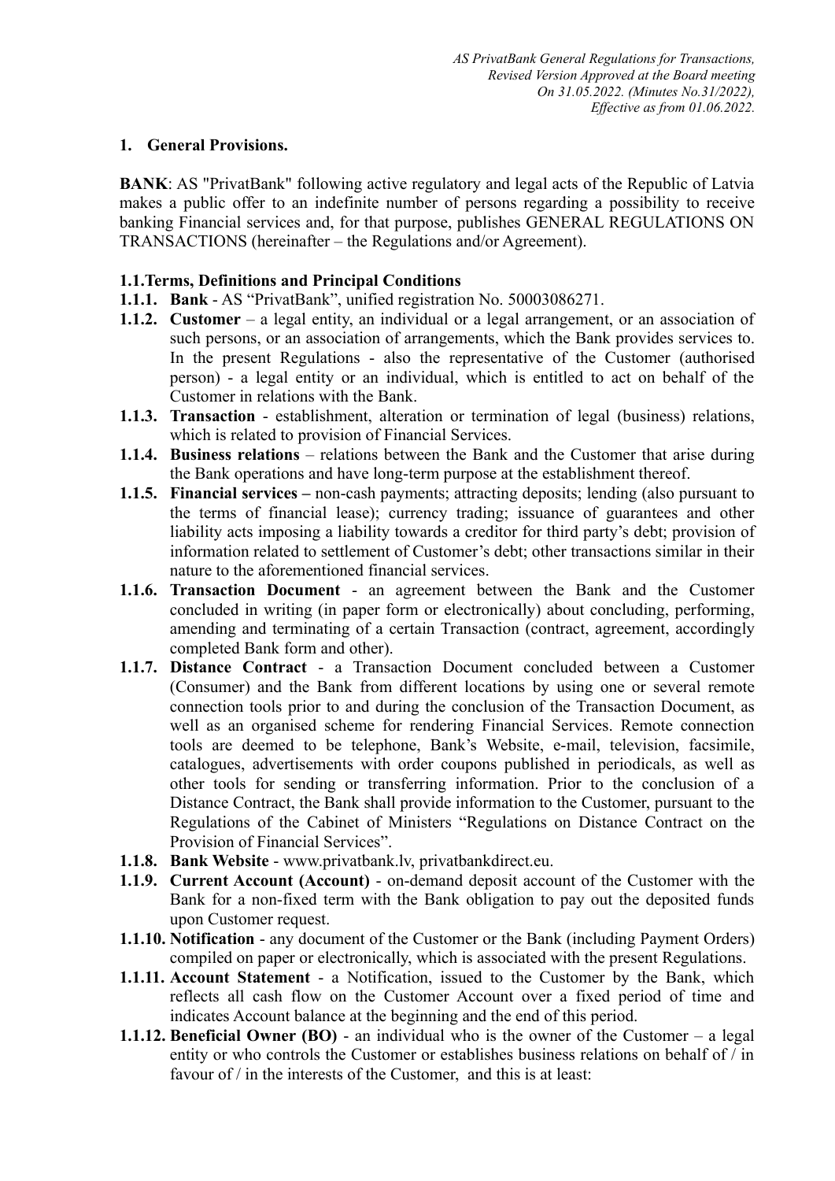*AS PrivatBank General Regulations for Transactions,*
*Revised Version Approved at the Board meeting*
*On 31.05.2022. (Minutes No.31/2022),*
*Effective as from 01.06.2022.*

## 1. General Provisions.

**BANK**: AS "PrivatBank" following active regulatory and legal acts of the Republic of Latvia makes a public offer to an indefinite number of persons regarding a possibility to receive banking Financial services and, for that purpose, publishes GENERAL REGULATIONS ON TRANSACTIONS (hereinafter – the Regulations and/or Agreement).

### 1.1.Terms, Definitions and Principal Conditions

**1.1.1. Bank** - AS "PrivatBank", unified registration No. 50003086271.

**1.1.2. Customer** – a legal entity, an individual or a legal arrangement, or an association of such persons, or an association of arrangements, which the Bank provides services to. In the present Regulations - also the representative of the Customer (authorised person) - a legal entity or an individual, which is entitled to act on behalf of the Customer in relations with the Bank.

**1.1.3. Transaction** - establishment, alteration or termination of legal (business) relations, which is related to provision of Financial Services.

**1.1.4. Business relations** – relations between the Bank and the Customer that arise during the Bank operations and have long-term purpose at the establishment thereof.

**1.1.5. Financial services –** non-cash payments; attracting deposits; lending (also pursuant to the terms of financial lease); currency trading; issuance of guarantees and other liability acts imposing a liability towards a creditor for third party's debt; provision of information related to settlement of Customer's debt; other transactions similar in their nature to the aforementioned financial services.

**1.1.6. Transaction Document** - an agreement between the Bank and the Customer concluded in writing (in paper form or electronically) about concluding, performing, amending and terminating of a certain Transaction (contract, agreement, accordingly completed Bank form and other).

**1.1.7. Distance Contract** - a Transaction Document concluded between a Customer (Consumer) and the Bank from different locations by using one or several remote connection tools prior to and during the conclusion of the Transaction Document, as well as an organised scheme for rendering Financial Services. Remote connection tools are deemed to be telephone, Bank's Website, e-mail, television, facsimile, catalogues, advertisements with order coupons published in periodicals, as well as other tools for sending or transferring information. Prior to the conclusion of a Distance Contract, the Bank shall provide information to the Customer, pursuant to the Regulations of the Cabinet of Ministers "Regulations on Distance Contract on the Provision of Financial Services".

**1.1.8. Bank Website** - www.privatbank.lv, privatbankdirect.eu.

**1.1.9. Current Account (Account)** - on-demand deposit account of the Customer with the Bank for a non-fixed term with the Bank obligation to pay out the deposited funds upon Customer request.

**1.1.10. Notification** - any document of the Customer or the Bank (including Payment Orders) compiled on paper or electronically, which is associated with the present Regulations.

**1.1.11. Account Statement** - a Notification, issued to the Customer by the Bank, which reflects all cash flow on the Customer Account over a fixed period of time and indicates Account balance at the beginning and the end of this period.

**1.1.12. Beneficial Owner (BO)** - an individual who is the owner of the Customer – a legal entity or who controls the Customer or establishes business relations on behalf of / in favour of / in the interests of the Customer, and this is at least: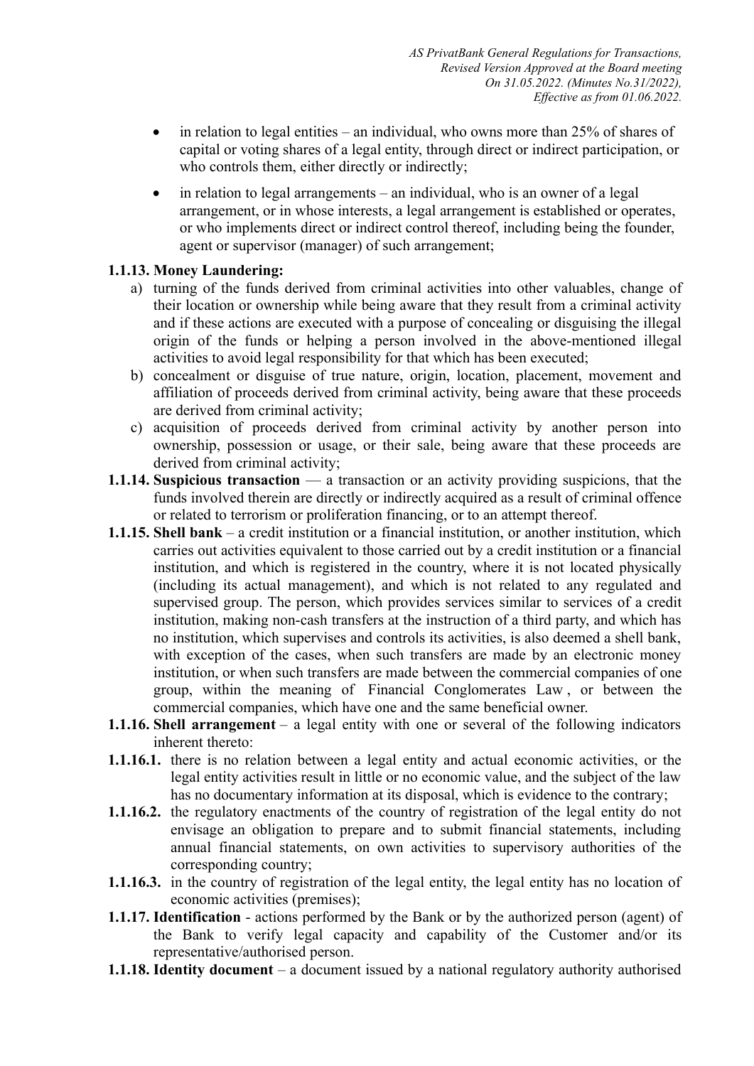- in relation to legal entities – an individual, who owns more than 25% of shares of capital or voting shares of a legal entity, through direct or indirect participation, or who controls them, either directly or indirectly;
- in relation to legal arrangements – an individual, who is an owner of a legal arrangement, or in whose interests, a legal arrangement is established or operates, or who implements direct or indirect control thereof, including being the founder, agent or supervisor (manager) of such arrangement;

**1.1.13. Money Laundering:**

a) turning of the funds derived from criminal activities into other valuables, change of their location or ownership while being aware that they result from a criminal activity and if these actions are executed with a purpose of concealing or disguising the illegal origin of the funds or helping a person involved in the above-mentioned illegal activities to avoid legal responsibility for that which has been executed;

b) concealment or disguise of true nature, origin, location, placement, movement and affiliation of proceeds derived from criminal activity, being aware that these proceeds are derived from criminal activity;

c) acquisition of proceeds derived from criminal activity by another person into ownership, possession or usage, or their sale, being aware that these proceeds are derived from criminal activity;

**1.1.14. Suspicious transaction** — a transaction or an activity providing suspicions, that the funds involved therein are directly or indirectly acquired as a result of criminal offence or related to terrorism or proliferation financing, or to an attempt thereof.

**1.1.15. Shell bank** – a credit institution or a financial institution, or another institution, which carries out activities equivalent to those carried out by a credit institution or a financial institution, and which is registered in the country, where it is not located physically (including its actual management), and which is not related to any regulated and supervised group. The person, which provides services similar to services of a credit institution, making non-cash transfers at the instruction of a third party, and which has no institution, which supervises and controls its activities, is also deemed a shell bank, with exception of the cases, when such transfers are made by an electronic money institution, or when such transfers are made between the commercial companies of one group, within the meaning of Financial Conglomerates Law , or between the commercial companies, which have one and the same beneficial owner.

**1.1.16. Shell arrangement** – a legal entity with one or several of the following indicators inherent thereto:

**1.1.16.1.** there is no relation between a legal entity and actual economic activities, or the legal entity activities result in little or no economic value, and the subject of the law has no documentary information at its disposal, which is evidence to the contrary;

**1.1.16.2.** the regulatory enactments of the country of registration of the legal entity do not envisage an obligation to prepare and to submit financial statements, including annual financial statements, on own activities to supervisory authorities of the corresponding country;

**1.1.16.3.** in the country of registration of the legal entity, the legal entity has no location of economic activities (premises);

**1.1.17. Identification** - actions performed by the Bank or by the authorized person (agent) of the Bank to verify legal capacity and capability of the Customer and/or its representative/authorised person.

**1.1.18. Identity document** – a document issued by a national regulatory authority authorised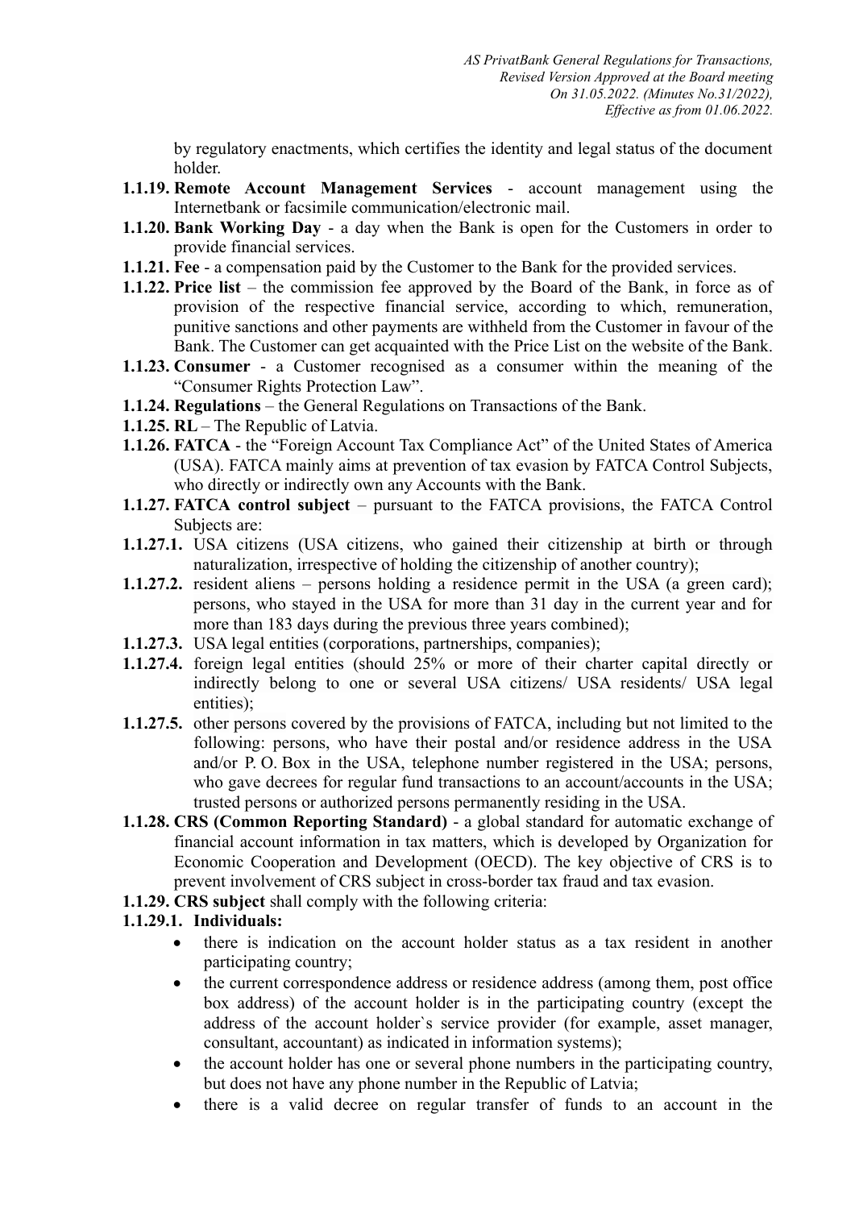by regulatory enactments, which certifies the identity and legal status of the document holder.

**1.1.19. Remote Account Management Services** - account management using the Internetbank or facsimile communication/electronic mail.

**1.1.20. Bank Working Day** - a day when the Bank is open for the Customers in order to provide financial services.

**1.1.21. Fee** - a compensation paid by the Customer to the Bank for the provided services.

**1.1.22. Price list** – the commission fee approved by the Board of the Bank, in force as of provision of the respective financial service, according to which, remuneration, punitive sanctions and other payments are withheld from the Customer in favour of the Bank. The Customer can get acquainted with the Price List on the website of the Bank.

**1.1.23. Consumer** - a Customer recognised as a consumer within the meaning of the "Consumer Rights Protection Law".

**1.1.24. Regulations** – the General Regulations on Transactions of the Bank.

**1.1.25. RL** – The Republic of Latvia.

**1.1.26. FATCA** - the "Foreign Account Tax Compliance Act" of the United States of America (USA). FATCA mainly aims at prevention of tax evasion by FATCA Control Subjects, who directly or indirectly own any Accounts with the Bank.

**1.1.27. FATCA control subject** – pursuant to the FATCA provisions, the FATCA Control Subjects are:

**1.1.27.1.** USA citizens (USA citizens, who gained their citizenship at birth or through naturalization, irrespective of holding the citizenship of another country);

**1.1.27.2.** resident aliens – persons holding a residence permit in the USA (a green card); persons, who stayed in the USA for more than 31 day in the current year and for more than 183 days during the previous three years combined);

**1.1.27.3.** USA legal entities (corporations, partnerships, companies);

**1.1.27.4.** foreign legal entities (should 25% or more of their charter capital directly or indirectly belong to one or several USA citizens/ USA residents/ USA legal entities);

**1.1.27.5.** other persons covered by the provisions of FATCA, including but not limited to the following: persons, who have their postal and/or residence address in the USA and/or P. O. Box in the USA, telephone number registered in the USA; persons, who gave decrees for regular fund transactions to an account/accounts in the USA; trusted persons or authorized persons permanently residing in the USA.

**1.1.28. CRS (Common Reporting Standard)** - a global standard for automatic exchange of financial account information in tax matters, which is developed by Organization for Economic Cooperation and Development (OECD). The key objective of CRS is to prevent involvement of CRS subject in cross-border tax fraud and tax evasion.

**1.1.29. CRS subject** shall comply with the following criteria:

**1.1.29.1. Individuals:**

- there is indication on the account holder status as a tax resident in another participating country;
- the current correspondence address or residence address (among them, post office box address) of the account holder is in the participating country (except the address of the account holder`s service provider (for example, asset manager, consultant, accountant) as indicated in information systems);
- the account holder has one or several phone numbers in the participating country, but does not have any phone number in the Republic of Latvia;
- there is a valid decree on regular transfer of funds to an account in the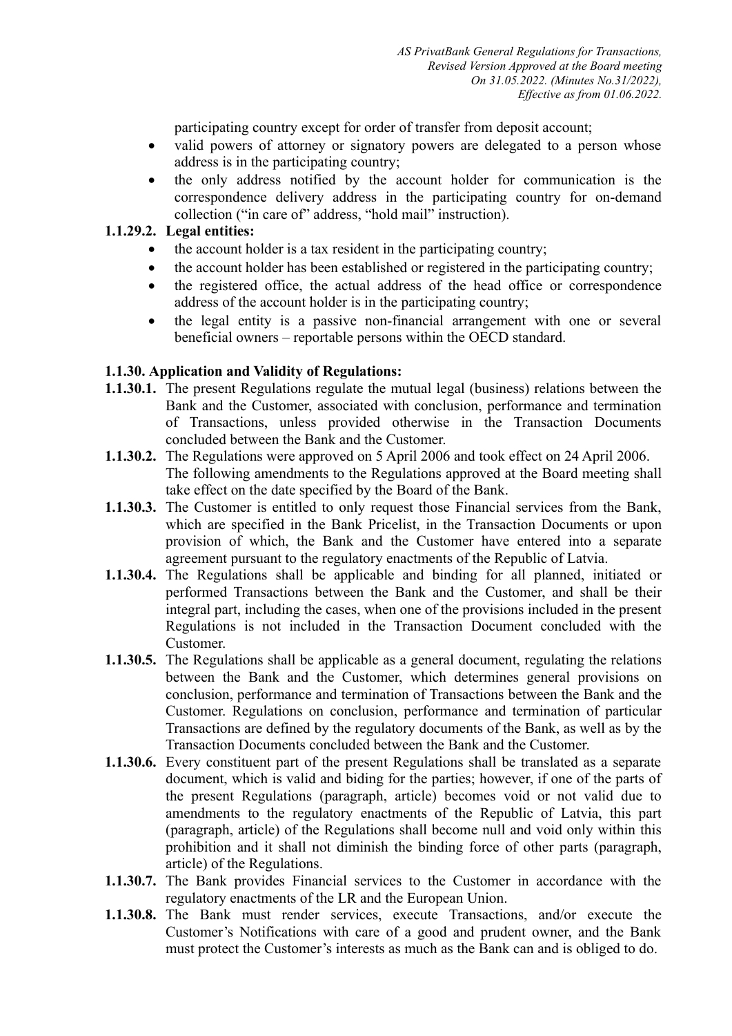participating country except for order of transfer from deposit account;

- valid powers of attorney or signatory powers are delegated to a person whose address is in the participating country;
- the only address notified by the account holder for communication is the correspondence delivery address in the participating country for on-demand collection ("in care of" address, "hold mail" instruction).

**1.1.29.2. Legal entities:**

- the account holder is a tax resident in the participating country;
- the account holder has been established or registered in the participating country;
- the registered office, the actual address of the head office or correspondence address of the account holder is in the participating country;
- the legal entity is a passive non-financial arrangement with one or several beneficial owners – reportable persons within the OECD standard.

**1.1.30. Application and Validity of Regulations:**

**1.1.30.1.** The present Regulations regulate the mutual legal (business) relations between the Bank and the Customer, associated with conclusion, performance and termination of Transactions, unless provided otherwise in the Transaction Documents concluded between the Bank and the Customer.

**1.1.30.2.** The Regulations were approved on 5 April 2006 and took effect on 24 April 2006. The following amendments to the Regulations approved at the Board meeting shall take effect on the date specified by the Board of the Bank.

**1.1.30.3.** The Customer is entitled to only request those Financial services from the Bank, which are specified in the Bank Pricelist, in the Transaction Documents or upon provision of which, the Bank and the Customer have entered into a separate agreement pursuant to the regulatory enactments of the Republic of Latvia.

**1.1.30.4.** The Regulations shall be applicable and binding for all planned, initiated or performed Transactions between the Bank and the Customer, and shall be their integral part, including the cases, when one of the provisions included in the present Regulations is not included in the Transaction Document concluded with the Customer.

**1.1.30.5.** The Regulations shall be applicable as a general document, regulating the relations between the Bank and the Customer, which determines general provisions on conclusion, performance and termination of Transactions between the Bank and the Customer. Regulations on conclusion, performance and termination of particular Transactions are defined by the regulatory documents of the Bank, as well as by the Transaction Documents concluded between the Bank and the Customer.

**1.1.30.6.** Every constituent part of the present Regulations shall be translated as a separate document, which is valid and biding for the parties; however, if one of the parts of the present Regulations (paragraph, article) becomes void or not valid due to amendments to the regulatory enactments of the Republic of Latvia, this part (paragraph, article) of the Regulations shall become null and void only within this prohibition and it shall not diminish the binding force of other parts (paragraph, article) of the Regulations.

**1.1.30.7.** The Bank provides Financial services to the Customer in accordance with the regulatory enactments of the LR and the European Union.

**1.1.30.8.** The Bank must render services, execute Transactions, and/or execute the Customer's Notifications with care of a good and prudent owner, and the Bank must protect the Customer's interests as much as the Bank can and is obliged to do.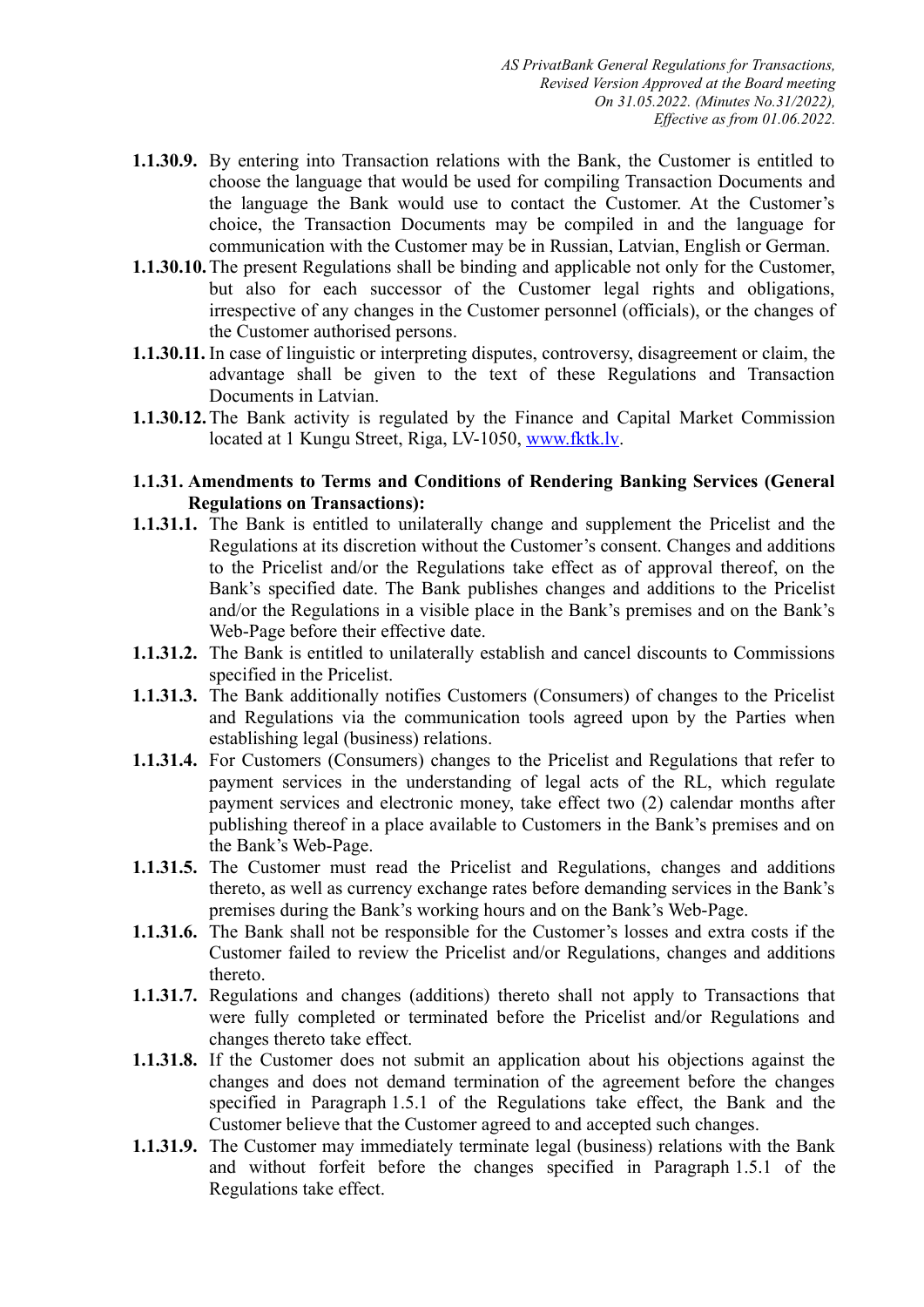**1.1.30.9.** By entering into Transaction relations with the Bank, the Customer is entitled to choose the language that would be used for compiling Transaction Documents and the language the Bank would use to contact the Customer. At the Customer's choice, the Transaction Documents may be compiled in and the language for communication with the Customer may be in Russian, Latvian, English or German.

**1.1.30.10.** The present Regulations shall be binding and applicable not only for the Customer, but also for each successor of the Customer legal rights and obligations, irrespective of any changes in the Customer personnel (officials), or the changes of the Customer authorised persons.

**1.1.30.11.** In case of linguistic or interpreting disputes, controversy, disagreement or claim, the advantage shall be given to the text of these Regulations and Transaction Documents in Latvian.

**1.1.30.12.** The Bank activity is regulated by the Finance and Capital Market Commission located at 1 Kungu Street, Riga, LV-1050, [www.fktk.lv](http://www.fktk.lv).

**1.1.31. Amendments to Terms and Conditions of Rendering Banking Services (General Regulations on Transactions):**

**1.1.31.1.** The Bank is entitled to unilaterally change and supplement the Pricelist and the Regulations at its discretion without the Customer's consent. Changes and additions to the Pricelist and/or the Regulations take effect as of approval thereof, on the Bank's specified date. The Bank publishes changes and additions to the Pricelist and/or the Regulations in a visible place in the Bank's premises and on the Bank's Web-Page before their effective date.

**1.1.31.2.** The Bank is entitled to unilaterally establish and cancel discounts to Commissions specified in the Pricelist.

**1.1.31.3.** The Bank additionally notifies Customers (Consumers) of changes to the Pricelist and Regulations via the communication tools agreed upon by the Parties when establishing legal (business) relations.

**1.1.31.4.** For Customers (Consumers) changes to the Pricelist and Regulations that refer to payment services in the understanding of legal acts of the RL, which regulate payment services and electronic money, take effect two (2) calendar months after publishing thereof in a place available to Customers in the Bank's premises and on the Bank's Web-Page.

**1.1.31.5.** The Customer must read the Pricelist and Regulations, changes and additions thereto, as well as currency exchange rates before demanding services in the Bank's premises during the Bank's working hours and on the Bank's Web-Page.

**1.1.31.6.** The Bank shall not be responsible for the Customer's losses and extra costs if the Customer failed to review the Pricelist and/or Regulations, changes and additions thereto.

**1.1.31.7.** Regulations and changes (additions) thereto shall not apply to Transactions that were fully completed or terminated before the Pricelist and/or Regulations and changes thereto take effect.

**1.1.31.8.** If the Customer does not submit an application about his objections against the changes and does not demand termination of the agreement before the changes specified in Paragraph 1.5.1 of the Regulations take effect, the Bank and the Customer believe that the Customer agreed to and accepted such changes.

**1.1.31.9.** The Customer may immediately terminate legal (business) relations with the Bank and without forfeit before the changes specified in Paragraph 1.5.1 of the Regulations take effect.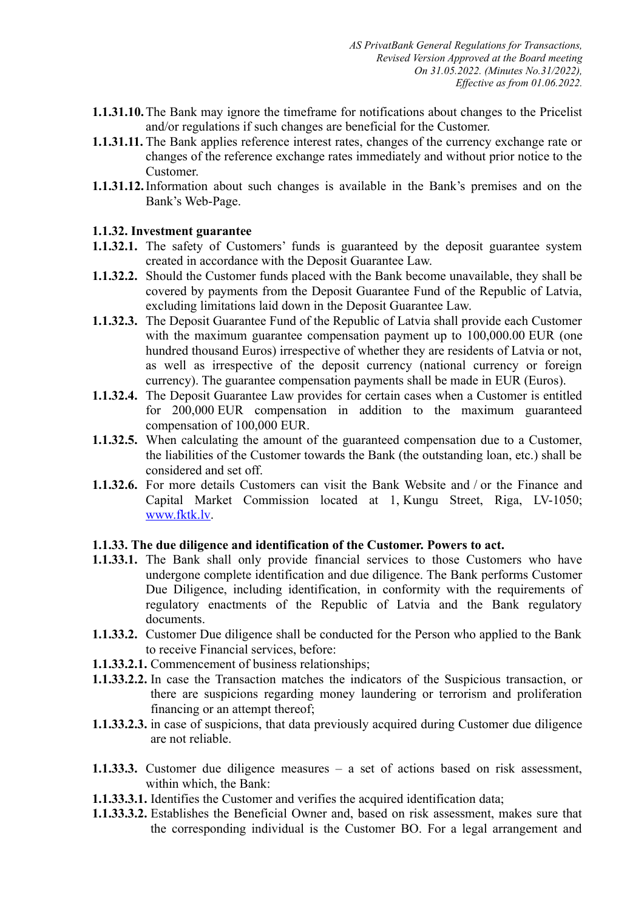**1.1.31.10.** The Bank may ignore the timeframe for notifications about changes to the Pricelist and/or regulations if such changes are beneficial for the Customer.

**1.1.31.11.** The Bank applies reference interest rates, changes of the currency exchange rate or changes of the reference exchange rates immediately and without prior notice to the Customer.

**1.1.31.12.** Information about such changes is available in the Bank's premises and on the Bank's Web-Page.

**1.1.32. Investment guarantee**

**1.1.32.1.** The safety of Customers' funds is guaranteed by the deposit guarantee system created in accordance with the Deposit Guarantee Law.

**1.1.32.2.** Should the Customer funds placed with the Bank become unavailable, they shall be covered by payments from the Deposit Guarantee Fund of the Republic of Latvia, excluding limitations laid down in the Deposit Guarantee Law.

**1.1.32.3.** The Deposit Guarantee Fund of the Republic of Latvia shall provide each Customer with the maximum guarantee compensation payment up to 100,000.00 EUR (one hundred thousand Euros) irrespective of whether they are residents of Latvia or not, as well as irrespective of the deposit currency (national currency or foreign currency). The guarantee compensation payments shall be made in EUR (Euros).

**1.1.32.4.** The Deposit Guarantee Law provides for certain cases when a Customer is entitled for 200,000 EUR compensation in addition to the maximum guaranteed compensation of 100,000 EUR.

**1.1.32.5.** When calculating the amount of the guaranteed compensation due to a Customer, the liabilities of the Customer towards the Bank (the outstanding loan, etc.) shall be considered and set off.

**1.1.32.6.** For more details Customers can visit the Bank Website and / or the Finance and Capital Market Commission located at 1, Kungu Street, Riga, LV-1050; www.fktk.lv.

**1.1.33. The due diligence and identification of the Customer. Powers to act.**

**1.1.33.1.** The Bank shall only provide financial services to those Customers who have undergone complete identification and due diligence. The Bank performs Customer Due Diligence, including identification, in conformity with the requirements of regulatory enactments of the Republic of Latvia and the Bank regulatory documents.

**1.1.33.2.** Customer Due diligence shall be conducted for the Person who applied to the Bank to receive Financial services, before:

**1.1.33.2.1.** Commencement of business relationships;

**1.1.33.2.2.** In case the Transaction matches the indicators of the Suspicious transaction, or there are suspicions regarding money laundering or terrorism and proliferation financing or an attempt thereof;

**1.1.33.2.3.** in case of suspicions, that data previously acquired during Customer due diligence are not reliable.

**1.1.33.3.** Customer due diligence measures – a set of actions based on risk assessment, within which, the Bank:

**1.1.33.3.1.** Identifies the Customer and verifies the acquired identification data;

**1.1.33.3.2.** Establishes the Beneficial Owner and, based on risk assessment, makes sure that the corresponding individual is the Customer BO. For a legal arrangement and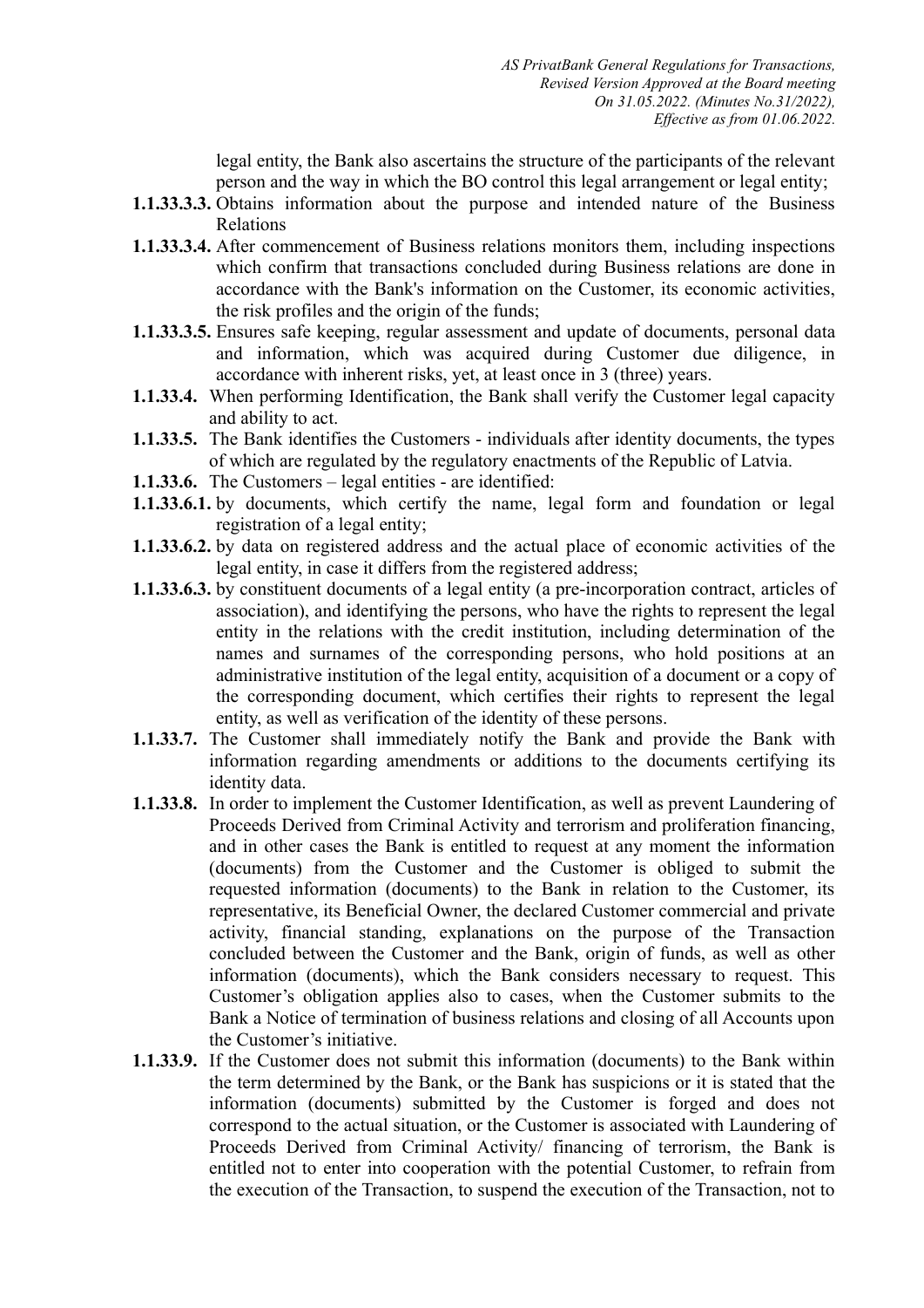legal entity, the Bank also ascertains the structure of the participants of the relevant person and the way in which the BO control this legal arrangement or legal entity;

**1.1.33.3.3.** Obtains information about the purpose and intended nature of the Business Relations

**1.1.33.3.4.** After commencement of Business relations monitors them, including inspections which confirm that transactions concluded during Business relations are done in accordance with the Bank's information on the Customer, its economic activities, the risk profiles and the origin of the funds;

**1.1.33.3.5.** Ensures safe keeping, regular assessment and update of documents, personal data and information, which was acquired during Customer due diligence, in accordance with inherent risks, yet, at least once in 3 (three) years.

**1.1.33.4.** When performing Identification, the Bank shall verify the Customer legal capacity and ability to act.

**1.1.33.5.** The Bank identifies the Customers - individuals after identity documents, the types of which are regulated by the regulatory enactments of the Republic of Latvia.

**1.1.33.6.** The Customers – legal entities - are identified:

**1.1.33.6.1.** by documents, which certify the name, legal form and foundation or legal registration of a legal entity;

**1.1.33.6.2.** by data on registered address and the actual place of economic activities of the legal entity, in case it differs from the registered address;

**1.1.33.6.3.** by constituent documents of a legal entity (a pre-incorporation contract, articles of association), and identifying the persons, who have the rights to represent the legal entity in the relations with the credit institution, including determination of the names and surnames of the corresponding persons, who hold positions at an administrative institution of the legal entity, acquisition of a document or a copy of the corresponding document, which certifies their rights to represent the legal entity, as well as verification of the identity of these persons.

**1.1.33.7.** The Customer shall immediately notify the Bank and provide the Bank with information regarding amendments or additions to the documents certifying its identity data.

**1.1.33.8.** In order to implement the Customer Identification, as well as prevent Laundering of Proceeds Derived from Criminal Activity and terrorism and proliferation financing, and in other cases the Bank is entitled to request at any moment the information (documents) from the Customer and the Customer is obliged to submit the requested information (documents) to the Bank in relation to the Customer, its representative, its Beneficial Owner, the declared Customer commercial and private activity, financial standing, explanations on the purpose of the Transaction concluded between the Customer and the Bank, origin of funds, as well as other information (documents), which the Bank considers necessary to request. This Customer's obligation applies also to cases, when the Customer submits to the Bank a Notice of termination of business relations and closing of all Accounts upon the Customer's initiative.

**1.1.33.9.** If the Customer does not submit this information (documents) to the Bank within the term determined by the Bank, or the Bank has suspicions or it is stated that the information (documents) submitted by the Customer is forged and does not correspond to the actual situation, or the Customer is associated with Laundering of Proceeds Derived from Criminal Activity/ financing of terrorism, the Bank is entitled not to enter into cooperation with the potential Customer, to refrain from the execution of the Transaction, to suspend the execution of the Transaction, not to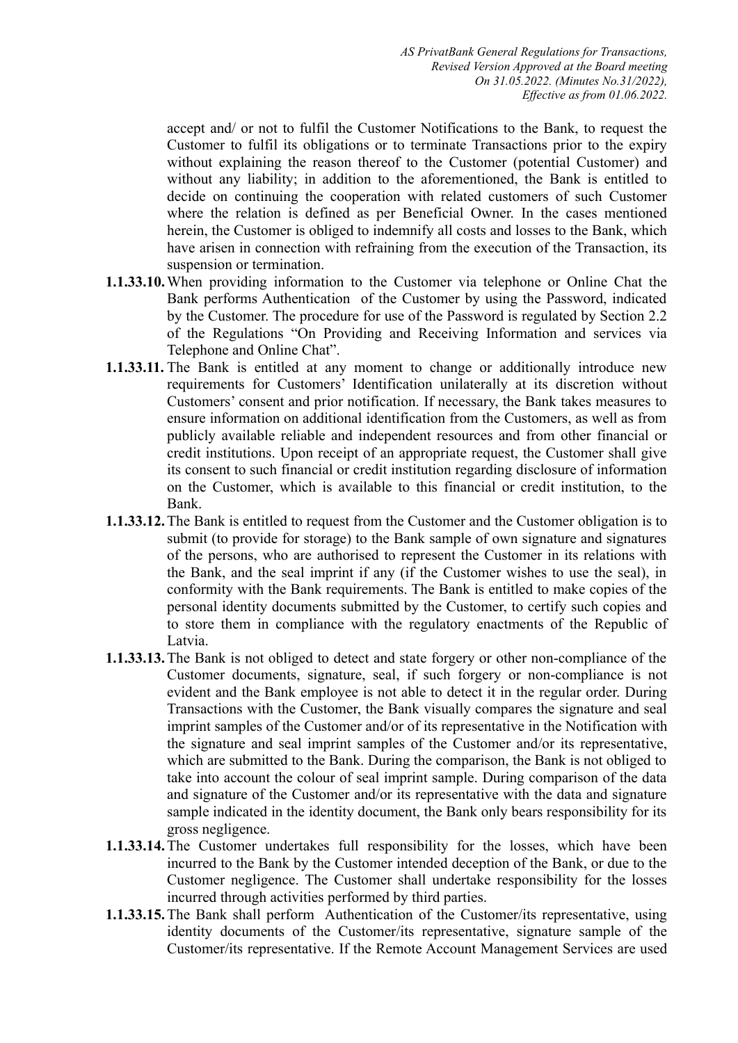accept and/ or not to fulfil the Customer Notifications to the Bank, to request the Customer to fulfil its obligations or to terminate Transactions prior to the expiry without explaining the reason thereof to the Customer (potential Customer) and without any liability; in addition to the aforementioned, the Bank is entitled to decide on continuing the cooperation with related customers of such Customer where the relation is defined as per Beneficial Owner. In the cases mentioned herein, the Customer is obliged to indemnify all costs and losses to the Bank, which have arisen in connection with refraining from the execution of the Transaction, its suspension or termination.

**1.1.33.10.** When providing information to the Customer via telephone or Online Chat the Bank performs Authentication of the Customer by using the Password, indicated by the Customer. The procedure for use of the Password is regulated by Section 2.2 of the Regulations "On Providing and Receiving Information and services via Telephone and Online Chat".

**1.1.33.11.** The Bank is entitled at any moment to change or additionally introduce new requirements for Customers' Identification unilaterally at its discretion without Customers' consent and prior notification. If necessary, the Bank takes measures to ensure information on additional identification from the Customers, as well as from publicly available reliable and independent resources and from other financial or credit institutions. Upon receipt of an appropriate request, the Customer shall give its consent to such financial or credit institution regarding disclosure of information on the Customer, which is available to this financial or credit institution, to the Bank.

**1.1.33.12.** The Bank is entitled to request from the Customer and the Customer obligation is to submit (to provide for storage) to the Bank sample of own signature and signatures of the persons, who are authorised to represent the Customer in its relations with the Bank, and the seal imprint if any (if the Customer wishes to use the seal), in conformity with the Bank requirements. The Bank is entitled to make copies of the personal identity documents submitted by the Customer, to certify such copies and to store them in compliance with the regulatory enactments of the Republic of Latvia.

**1.1.33.13.** The Bank is not obliged to detect and state forgery or other non-compliance of the Customer documents, signature, seal, if such forgery or non-compliance is not evident and the Bank employee is not able to detect it in the regular order. During Transactions with the Customer, the Bank visually compares the signature and seal imprint samples of the Customer and/or of its representative in the Notification with the signature and seal imprint samples of the Customer and/or its representative, which are submitted to the Bank. During the comparison, the Bank is not obliged to take into account the colour of seal imprint sample. During comparison of the data and signature of the Customer and/or its representative with the data and signature sample indicated in the identity document, the Bank only bears responsibility for its gross negligence.

**1.1.33.14.** The Customer undertakes full responsibility for the losses, which have been incurred to the Bank by the Customer intended deception of the Bank, or due to the Customer negligence. The Customer shall undertake responsibility for the losses incurred through activities performed by third parties.

**1.1.33.15.** The Bank shall perform Authentication of the Customer/its representative, using identity documents of the Customer/its representative, signature sample of the Customer/its representative. If the Remote Account Management Services are used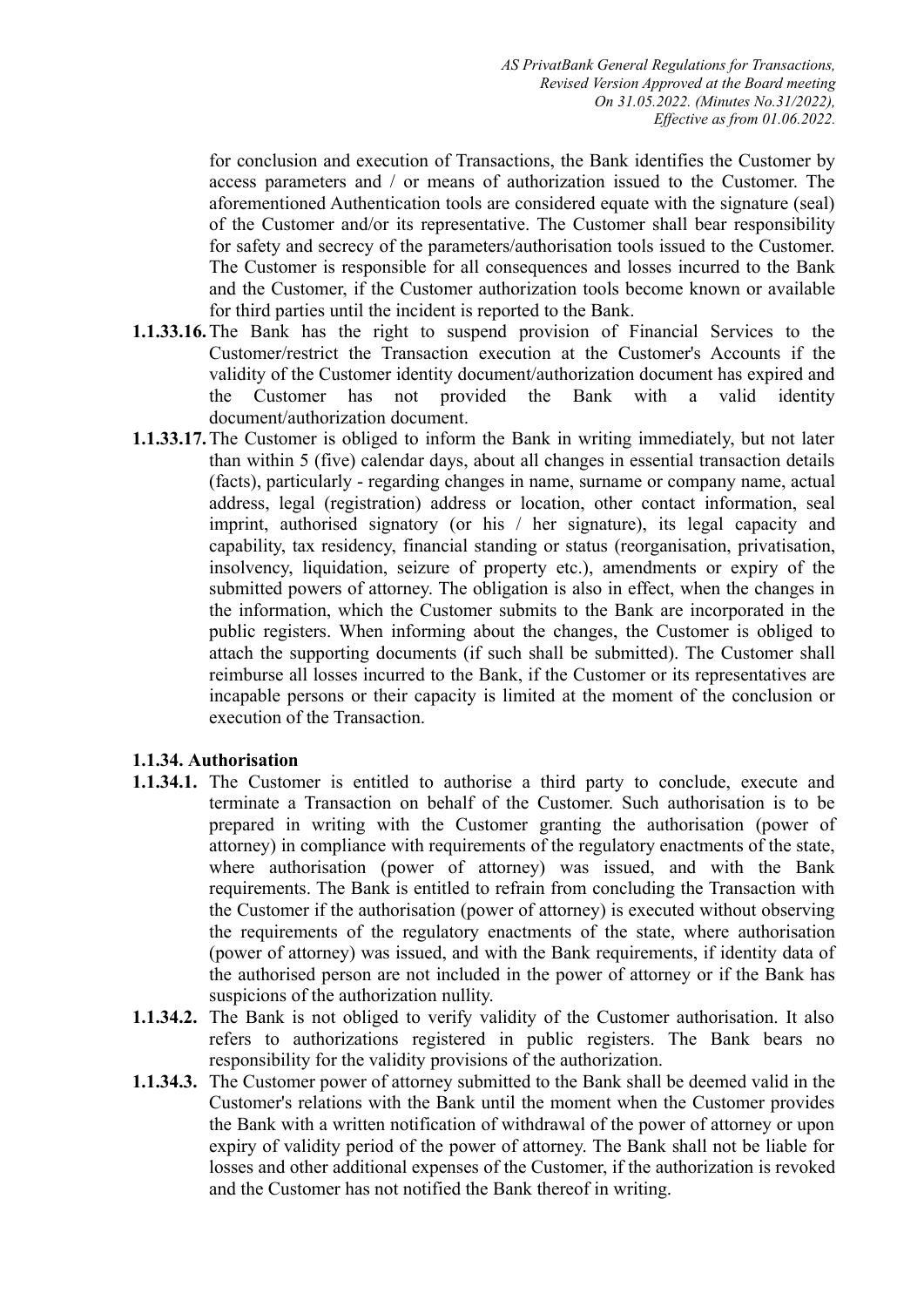for conclusion and execution of Transactions, the Bank identifies the Customer by access parameters and / or means of authorization issued to the Customer. The aforementioned Authentication tools are considered equate with the signature (seal) of the Customer and/or its representative. The Customer shall bear responsibility for safety and secrecy of the parameters/authorisation tools issued to the Customer. The Customer is responsible for all consequences and losses incurred to the Bank and the Customer, if the Customer authorization tools become known or available for third parties until the incident is reported to the Bank.

**1.1.33.16.** The Bank has the right to suspend provision of Financial Services to the Customer/restrict the Transaction execution at the Customer's Accounts if the validity of the Customer identity document/authorization document has expired and the Customer has not provided the Bank with a valid identity document/authorization document.

**1.1.33.17.** The Customer is obliged to inform the Bank in writing immediately, but not later than within 5 (five) calendar days, about all changes in essential transaction details (facts), particularly - regarding changes in name, surname or company name, actual address, legal (registration) address or location, other contact information, seal imprint, authorised signatory (or his / her signature), its legal capacity and capability, tax residency, financial standing or status (reorganisation, privatisation, insolvency, liquidation, seizure of property etc.), amendments or expiry of the submitted powers of attorney. The obligation is also in effect, when the changes in the information, which the Customer submits to the Bank are incorporated in the public registers. When informing about the changes, the Customer is obliged to attach the supporting documents (if such shall be submitted). The Customer shall reimburse all losses incurred to the Bank, if the Customer or its representatives are incapable persons or their capacity is limited at the moment of the conclusion or execution of the Transaction.

### 1.1.34. Authorisation

**1.1.34.1.** The Customer is entitled to authorise a third party to conclude, execute and terminate a Transaction on behalf of the Customer. Such authorisation is to be prepared in writing with the Customer granting the authorisation (power of attorney) in compliance with requirements of the regulatory enactments of the state, where authorisation (power of attorney) was issued, and with the Bank requirements. The Bank is entitled to refrain from concluding the Transaction with the Customer if the authorisation (power of attorney) is executed without observing the requirements of the regulatory enactments of the state, where authorisation (power of attorney) was issued, and with the Bank requirements, if identity data of the authorised person are not included in the power of attorney or if the Bank has suspicions of the authorization nullity.

**1.1.34.2.** The Bank is not obliged to verify validity of the Customer authorisation. It also refers to authorizations registered in public registers. The Bank bears no responsibility for the validity provisions of the authorization.

**1.1.34.3.** The Customer power of attorney submitted to the Bank shall be deemed valid in the Customer's relations with the Bank until the moment when the Customer provides the Bank with a written notification of withdrawal of the power of attorney or upon expiry of validity period of the power of attorney. The Bank shall not be liable for losses and other additional expenses of the Customer, if the authorization is revoked and the Customer has not notified the Bank thereof in writing.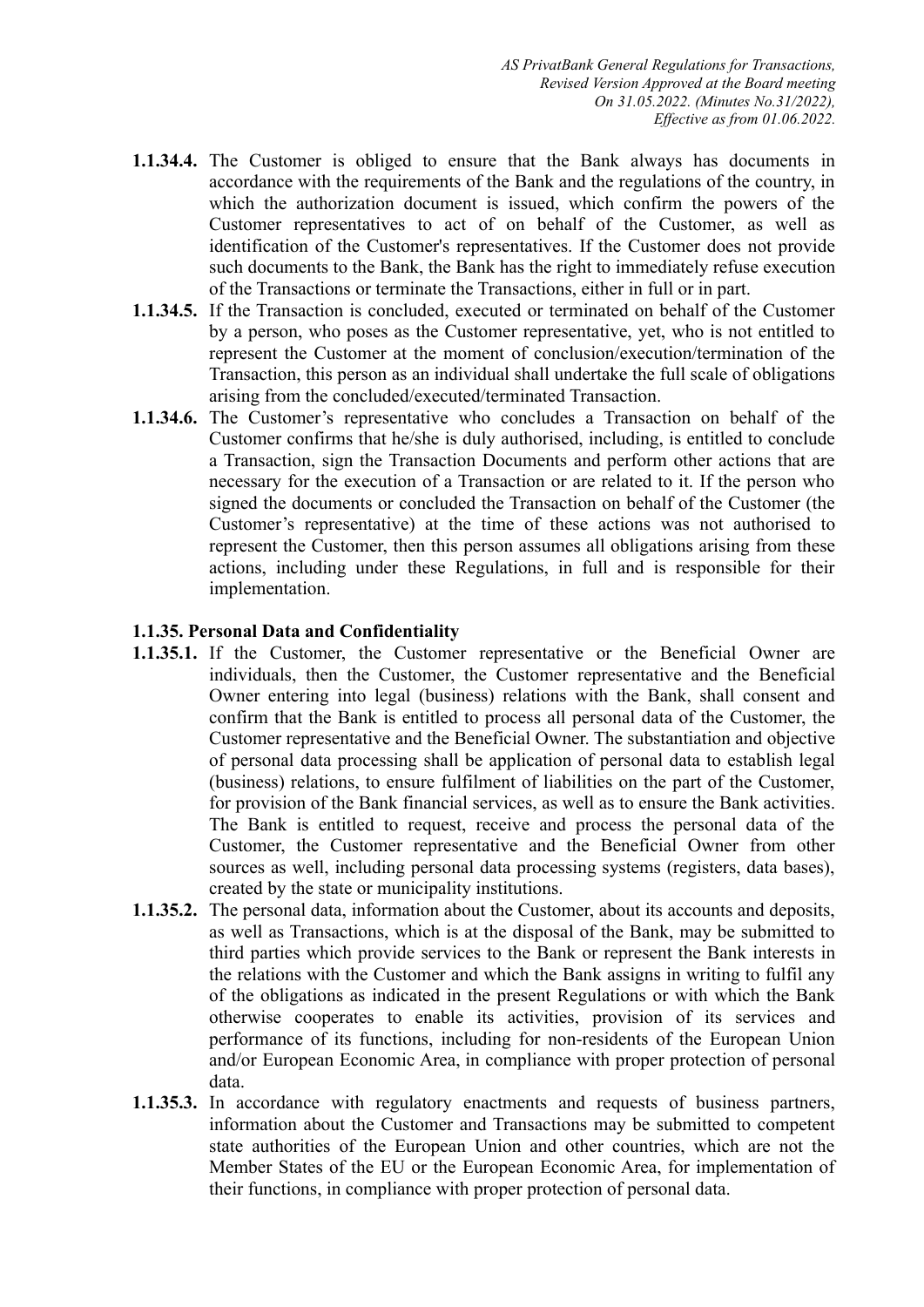**1.1.34.4.** The Customer is obliged to ensure that the Bank always has documents in accordance with the requirements of the Bank and the regulations of the country, in which the authorization document is issued, which confirm the powers of the Customer representatives to act of on behalf of the Customer, as well as identification of the Customer's representatives. If the Customer does not provide such documents to the Bank, the Bank has the right to immediately refuse execution of the Transactions or terminate the Transactions, either in full or in part.

**1.1.34.5.** If the Transaction is concluded, executed or terminated on behalf of the Customer by a person, who poses as the Customer representative, yet, who is not entitled to represent the Customer at the moment of conclusion/execution/termination of the Transaction, this person as an individual shall undertake the full scale of obligations arising from the concluded/executed/terminated Transaction.

**1.1.34.6.** The Customer's representative who concludes a Transaction on behalf of the Customer confirms that he/she is duly authorised, including, is entitled to conclude a Transaction, sign the Transaction Documents and perform other actions that are necessary for the execution of a Transaction or are related to it. If the person who signed the documents or concluded the Transaction on behalf of the Customer (the Customer's representative) at the time of these actions was not authorised to represent the Customer, then this person assumes all obligations arising from these actions, including under these Regulations, in full and is responsible for their implementation.

**1.1.35. Personal Data and Confidentiality**

**1.1.35.1.** If the Customer, the Customer representative or the Beneficial Owner are individuals, then the Customer, the Customer representative and the Beneficial Owner entering into legal (business) relations with the Bank, shall consent and confirm that the Bank is entitled to process all personal data of the Customer, the Customer representative and the Beneficial Owner. The substantiation and objective of personal data processing shall be application of personal data to establish legal (business) relations, to ensure fulfilment of liabilities on the part of the Customer, for provision of the Bank financial services, as well as to ensure the Bank activities. The Bank is entitled to request, receive and process the personal data of the Customer, the Customer representative and the Beneficial Owner from other sources as well, including personal data processing systems (registers, data bases), created by the state or municipality institutions.

**1.1.35.2.** The personal data, information about the Customer, about its accounts and deposits, as well as Transactions, which is at the disposal of the Bank, may be submitted to third parties which provide services to the Bank or represent the Bank interests in the relations with the Customer and which the Bank assigns in writing to fulfil any of the obligations as indicated in the present Regulations or with which the Bank otherwise cooperates to enable its activities, provision of its services and performance of its functions, including for non-residents of the European Union and/or European Economic Area, in compliance with proper protection of personal data.

**1.1.35.3.** In accordance with regulatory enactments and requests of business partners, information about the Customer and Transactions may be submitted to competent state authorities of the European Union and other countries, which are not the Member States of the EU or the European Economic Area, for implementation of their functions, in compliance with proper protection of personal data.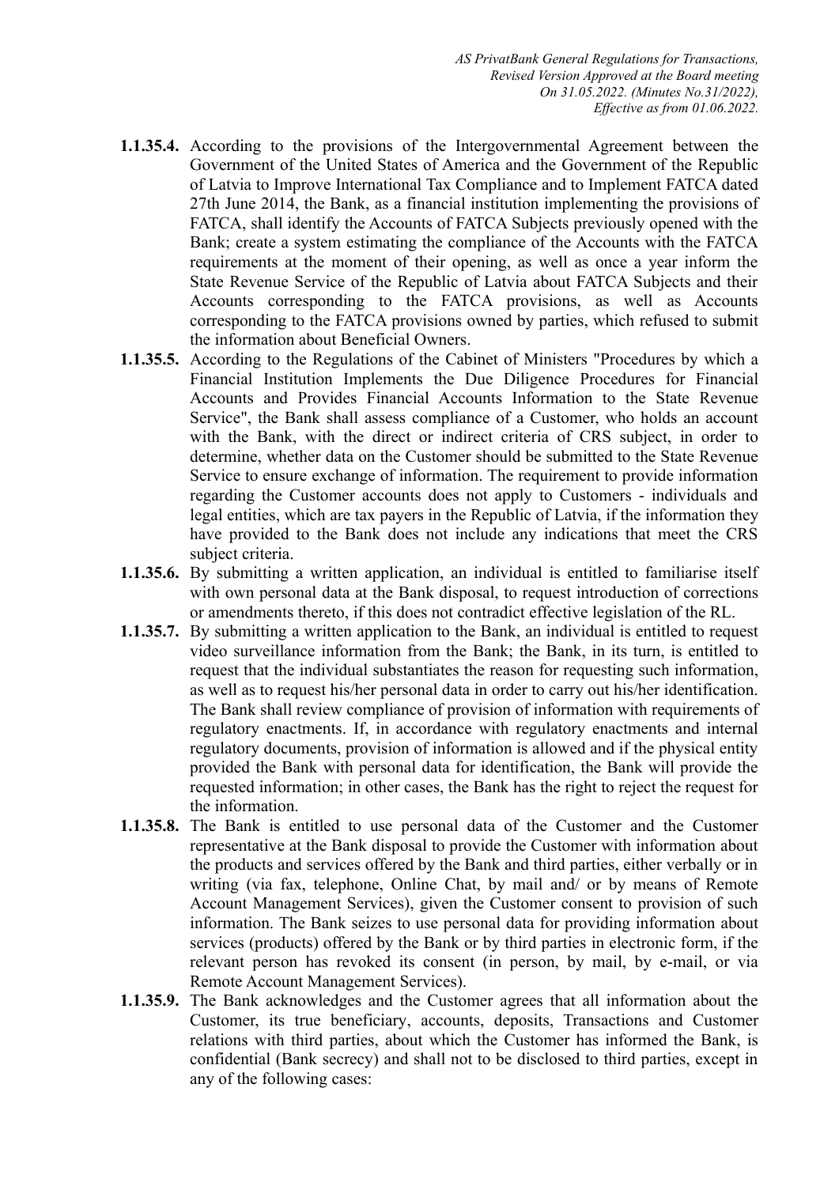**1.1.35.4.** According to the provisions of the Intergovernmental Agreement between the Government of the United States of America and the Government of the Republic of Latvia to Improve International Tax Compliance and to Implement FATCA dated 27th June 2014, the Bank, as a financial institution implementing the provisions of FATCA, shall identify the Accounts of FATCA Subjects previously opened with the Bank; create a system estimating the compliance of the Accounts with the FATCA requirements at the moment of their opening, as well as once a year inform the State Revenue Service of the Republic of Latvia about FATCA Subjects and their Accounts corresponding to the FATCA provisions, as well as Accounts corresponding to the FATCA provisions owned by parties, which refused to submit the information about Beneficial Owners.

**1.1.35.5.** According to the Regulations of the Cabinet of Ministers "Procedures by which a Financial Institution Implements the Due Diligence Procedures for Financial Accounts and Provides Financial Accounts Information to the State Revenue Service", the Bank shall assess compliance of a Customer, who holds an account with the Bank, with the direct or indirect criteria of CRS subject, in order to determine, whether data on the Customer should be submitted to the State Revenue Service to ensure exchange of information. The requirement to provide information regarding the Customer accounts does not apply to Customers - individuals and legal entities, which are tax payers in the Republic of Latvia, if the information they have provided to the Bank does not include any indications that meet the CRS subject criteria.

**1.1.35.6.** By submitting a written application, an individual is entitled to familiarise itself with own personal data at the Bank disposal, to request introduction of corrections or amendments thereto, if this does not contradict effective legislation of the RL.

**1.1.35.7.** By submitting a written application to the Bank, an individual is entitled to request video surveillance information from the Bank; the Bank, in its turn, is entitled to request that the individual substantiates the reason for requesting such information, as well as to request his/her personal data in order to carry out his/her identification. The Bank shall review compliance of provision of information with requirements of regulatory enactments. If, in accordance with regulatory enactments and internal regulatory documents, provision of information is allowed and if the physical entity provided the Bank with personal data for identification, the Bank will provide the requested information; in other cases, the Bank has the right to reject the request for the information.

**1.1.35.8.** The Bank is entitled to use personal data of the Customer and the Customer representative at the Bank disposal to provide the Customer with information about the products and services offered by the Bank and third parties, either verbally or in writing (via fax, telephone, Online Chat, by mail and/ or by means of Remote Account Management Services), given the Customer consent to provision of such information. The Bank seizes to use personal data for providing information about services (products) offered by the Bank or by third parties in electronic form, if the relevant person has revoked its consent (in person, by mail, by e-mail, or via Remote Account Management Services).

**1.1.35.9.** The Bank acknowledges and the Customer agrees that all information about the Customer, its true beneficiary, accounts, deposits, Transactions and Customer relations with third parties, about which the Customer has informed the Bank, is confidential (Bank secrecy) and shall not to be disclosed to third parties, except in any of the following cases: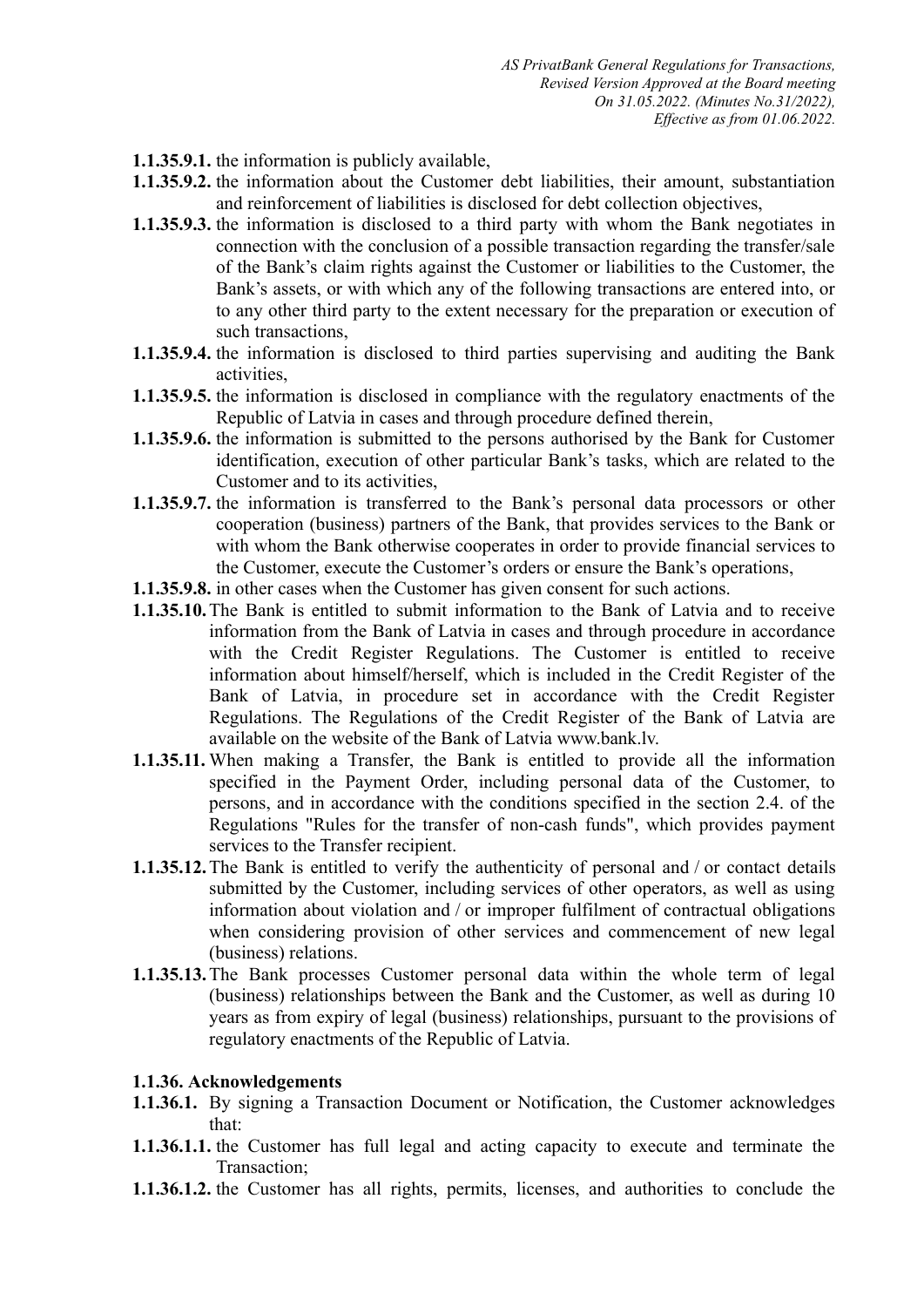**1.1.35.9.1.** the information is publicly available,

**1.1.35.9.2.** the information about the Customer debt liabilities, their amount, substantiation and reinforcement of liabilities is disclosed for debt collection objectives,

**1.1.35.9.3.** the information is disclosed to a third party with whom the Bank negotiates in connection with the conclusion of a possible transaction regarding the transfer/sale of the Bank's claim rights against the Customer or liabilities to the Customer, the Bank's assets, or with which any of the following transactions are entered into, or to any other third party to the extent necessary for the preparation or execution of such transactions,

**1.1.35.9.4.** the information is disclosed to third parties supervising and auditing the Bank activities,

**1.1.35.9.5.** the information is disclosed in compliance with the regulatory enactments of the Republic of Latvia in cases and through procedure defined therein,

**1.1.35.9.6.** the information is submitted to the persons authorised by the Bank for Customer identification, execution of other particular Bank's tasks, which are related to the Customer and to its activities,

**1.1.35.9.7.** the information is transferred to the Bank's personal data processors or other cooperation (business) partners of the Bank, that provides services to the Bank or with whom the Bank otherwise cooperates in order to provide financial services to the Customer, execute the Customer's orders or ensure the Bank's operations,

**1.1.35.9.8.** in other cases when the Customer has given consent for such actions.

**1.1.35.10.** The Bank is entitled to submit information to the Bank of Latvia and to receive information from the Bank of Latvia in cases and through procedure in accordance with the Credit Register Regulations. The Customer is entitled to receive information about himself/herself, which is included in the Credit Register of the Bank of Latvia, in procedure set in accordance with the Credit Register Regulations. The Regulations of the Credit Register of the Bank of Latvia are available on the website of the Bank of Latvia www.bank.lv.

**1.1.35.11.** When making a Transfer, the Bank is entitled to provide all the information specified in the Payment Order, including personal data of the Customer, to persons, and in accordance with the conditions specified in the section 2.4. of the Regulations "Rules for the transfer of non-cash funds", which provides payment services to the Transfer recipient.

**1.1.35.12.** The Bank is entitled to verify the authenticity of personal and / or contact details submitted by the Customer, including services of other operators, as well as using information about violation and / or improper fulfilment of contractual obligations when considering provision of other services and commencement of new legal (business) relations.

**1.1.35.13.** The Bank processes Customer personal data within the whole term of legal (business) relationships between the Bank and the Customer, as well as during 10 years as from expiry of legal (business) relationships, pursuant to the provisions of regulatory enactments of the Republic of Latvia.

### 1.1.36. Acknowledgements

**1.1.36.1.** By signing a Transaction Document or Notification, the Customer acknowledges that:

**1.1.36.1.1.** the Customer has full legal and acting capacity to execute and terminate the Transaction;

**1.1.36.1.2.** the Customer has all rights, permits, licenses, and authorities to conclude the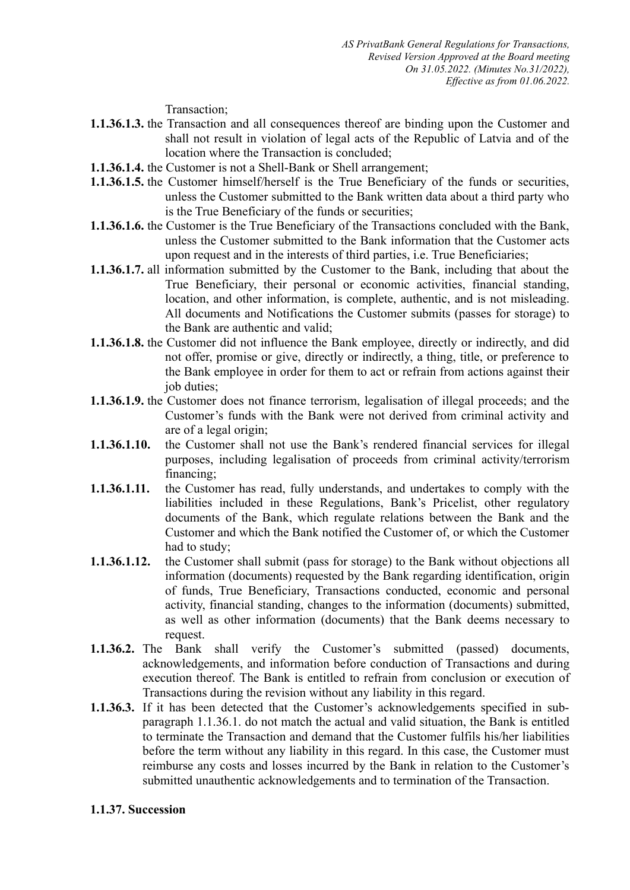Transaction;

**1.1.36.1.3.** the Transaction and all consequences thereof are binding upon the Customer and shall not result in violation of legal acts of the Republic of Latvia and of the location where the Transaction is concluded;

**1.1.36.1.4.** the Customer is not a Shell-Bank or Shell arrangement;

**1.1.36.1.5.** the Customer himself/herself is the True Beneficiary of the funds or securities, unless the Customer submitted to the Bank written data about a third party who is the True Beneficiary of the funds or securities;

**1.1.36.1.6.** the Customer is the True Beneficiary of the Transactions concluded with the Bank, unless the Customer submitted to the Bank information that the Customer acts upon request and in the interests of third parties, i.e. True Beneficiaries;

**1.1.36.1.7.** all information submitted by the Customer to the Bank, including that about the True Beneficiary, their personal or economic activities, financial standing, location, and other information, is complete, authentic, and is not misleading. All documents and Notifications the Customer submits (passes for storage) to the Bank are authentic and valid;

**1.1.36.1.8.** the Customer did not influence the Bank employee, directly or indirectly, and did not offer, promise or give, directly or indirectly, a thing, title, or preference to the Bank employee in order for them to act or refrain from actions against their job duties;

**1.1.36.1.9.** the Customer does not finance terrorism, legalisation of illegal proceeds; and the Customer's funds with the Bank were not derived from criminal activity and are of a legal origin;

**1.1.36.1.10.** the Customer shall not use the Bank's rendered financial services for illegal purposes, including legalisation of proceeds from criminal activity/terrorism financing;

**1.1.36.1.11.** the Customer has read, fully understands, and undertakes to comply with the liabilities included in these Regulations, Bank's Pricelist, other regulatory documents of the Bank, which regulate relations between the Bank and the Customer and which the Bank notified the Customer of, or which the Customer had to study;

**1.1.36.1.12.** the Customer shall submit (pass for storage) to the Bank without objections all information (documents) requested by the Bank regarding identification, origin of funds, True Beneficiary, Transactions conducted, economic and personal activity, financial standing, changes to the information (documents) submitted, as well as other information (documents) that the Bank deems necessary to request.

**1.1.36.2.** The Bank shall verify the Customer's submitted (passed) documents, acknowledgements, and information before conduction of Transactions and during execution thereof. The Bank is entitled to refrain from conclusion or execution of Transactions during the revision without any liability in this regard.

**1.1.36.3.** If it has been detected that the Customer's acknowledgements specified in sub-paragraph 1.1.36.1. do not match the actual and valid situation, the Bank is entitled to terminate the Transaction and demand that the Customer fulfils his/her liabilities before the term without any liability in this regard. In this case, the Customer must reimburse any costs and losses incurred by the Bank in relation to the Customer's submitted unauthentic acknowledgements and to termination of the Transaction.

**1.1.37. Succession**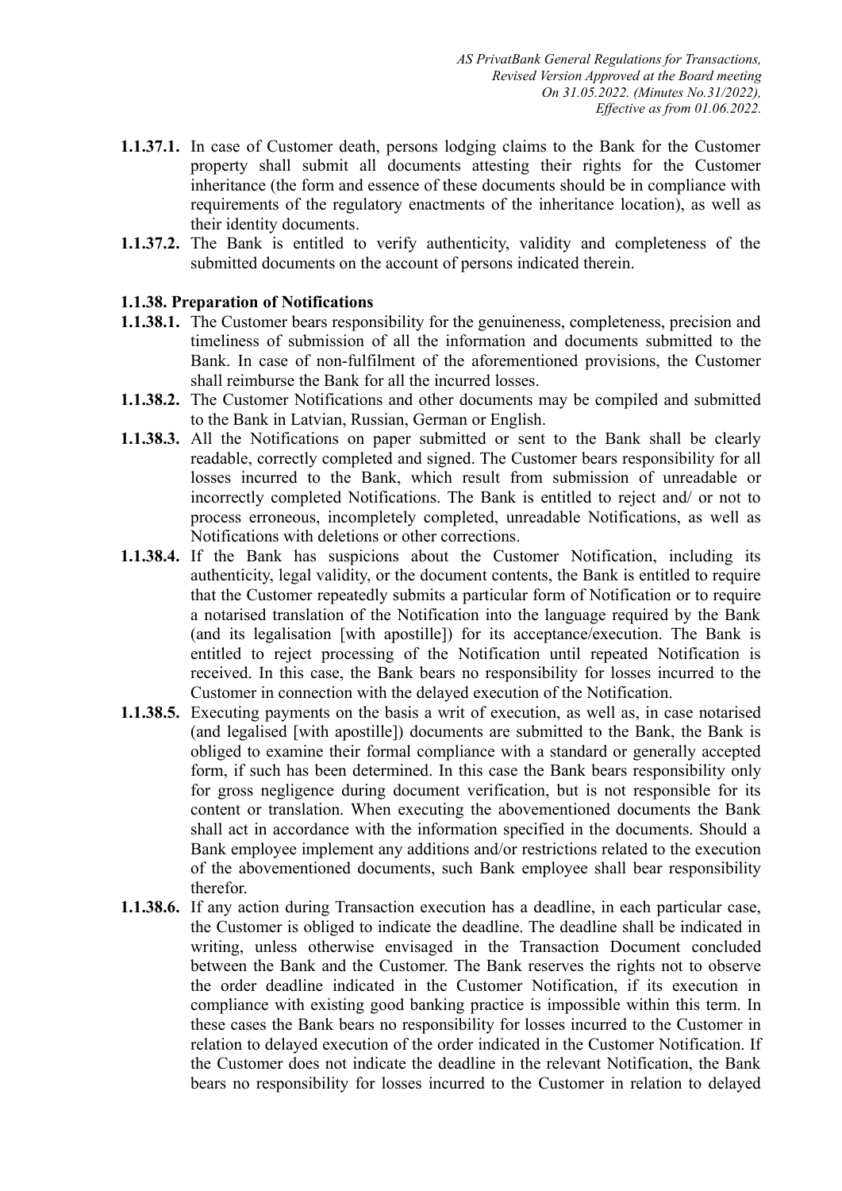**1.1.37.1.** In case of Customer death, persons lodging claims to the Bank for the Customer property shall submit all documents attesting their rights for the Customer inheritance (the form and essence of these documents should be in compliance with requirements of the regulatory enactments of the inheritance location), as well as their identity documents.

**1.1.37.2.** The Bank is entitled to verify authenticity, validity and completeness of the submitted documents on the account of persons indicated therein.

**1.1.38. Preparation of Notifications**

**1.1.38.1.** The Customer bears responsibility for the genuineness, completeness, precision and timeliness of submission of all the information and documents submitted to the Bank. In case of non-fulfilment of the aforementioned provisions, the Customer shall reimburse the Bank for all the incurred losses.

**1.1.38.2.** The Customer Notifications and other documents may be compiled and submitted to the Bank in Latvian, Russian, German or English.

**1.1.38.3.** All the Notifications on paper submitted or sent to the Bank shall be clearly readable, correctly completed and signed. The Customer bears responsibility for all losses incurred to the Bank, which result from submission of unreadable or incorrectly completed Notifications. The Bank is entitled to reject and/ or not to process erroneous, incompletely completed, unreadable Notifications, as well as Notifications with deletions or other corrections.

**1.1.38.4.** If the Bank has suspicions about the Customer Notification, including its authenticity, legal validity, or the document contents, the Bank is entitled to require that the Customer repeatedly submits a particular form of Notification or to require a notarised translation of the Notification into the language required by the Bank (and its legalisation [with apostille]) for its acceptance/execution. The Bank is entitled to reject processing of the Notification until repeated Notification is received. In this case, the Bank bears no responsibility for losses incurred to the Customer in connection with the delayed execution of the Notification.

**1.1.38.5.** Executing payments on the basis a writ of execution, as well as, in case notarised (and legalised [with apostille]) documents are submitted to the Bank, the Bank is obliged to examine their formal compliance with a standard or generally accepted form, if such has been determined. In this case the Bank bears responsibility only for gross negligence during document verification, but is not responsible for its content or translation. When executing the abovementioned documents the Bank shall act in accordance with the information specified in the documents. Should a Bank employee implement any additions and/or restrictions related to the execution of the abovementioned documents, such Bank employee shall bear responsibility therefor.

**1.1.38.6.** If any action during Transaction execution has a deadline, in each particular case, the Customer is obliged to indicate the deadline. The deadline shall be indicated in writing, unless otherwise envisaged in the Transaction Document concluded between the Bank and the Customer. The Bank reserves the rights not to observe the order deadline indicated in the Customer Notification, if its execution in compliance with existing good banking practice is impossible within this term. In these cases the Bank bears no responsibility for losses incurred to the Customer in relation to delayed execution of the order indicated in the Customer Notification. If the Customer does not indicate the deadline in the relevant Notification, the Bank bears no responsibility for losses incurred to the Customer in relation to delayed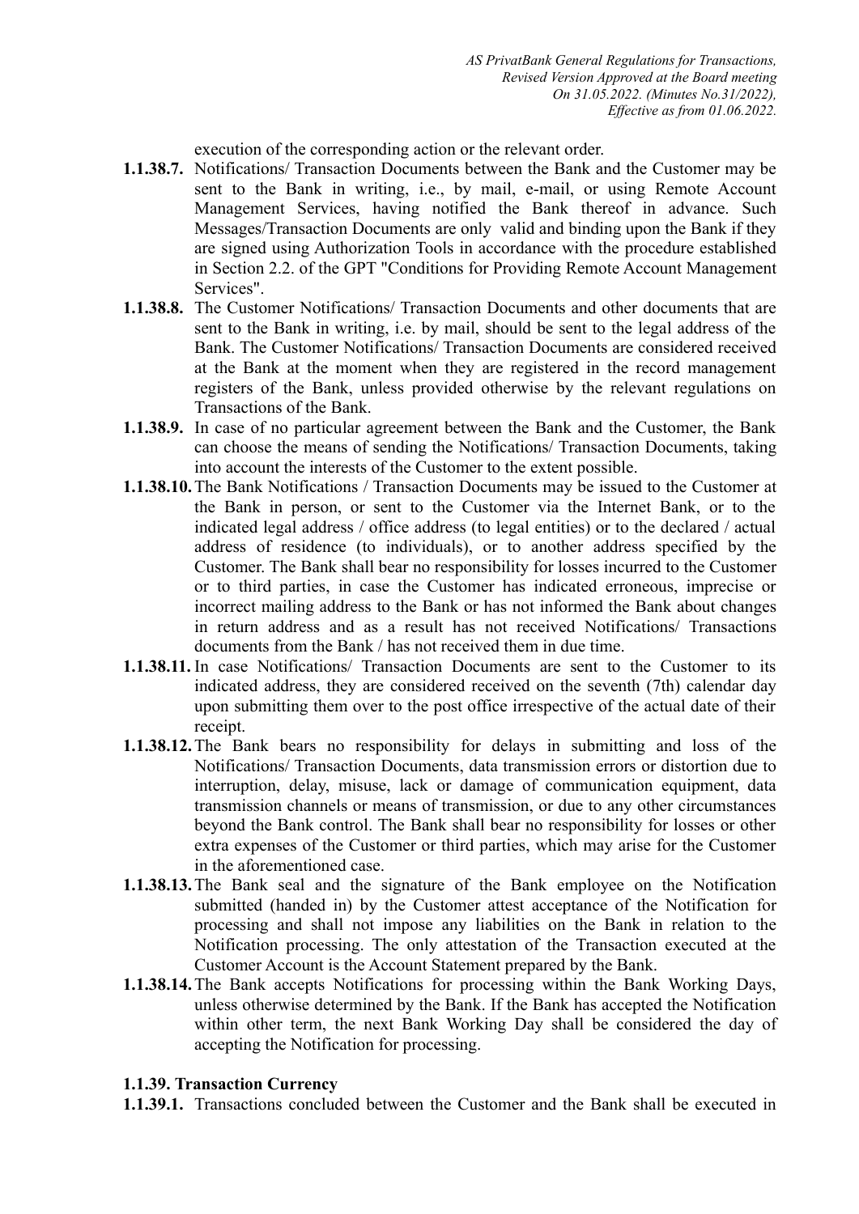execution of the corresponding action or the relevant order.

**1.1.38.7.** Notifications/ Transaction Documents between the Bank and the Customer may be sent to the Bank in writing, i.e., by mail, e-mail, or using Remote Account Management Services, having notified the Bank thereof in advance. Such Messages/Transaction Documents are only valid and binding upon the Bank if they are signed using Authorization Tools in accordance with the procedure established in Section 2.2. of the GPT "Conditions for Providing Remote Account Management Services".

**1.1.38.8.** The Customer Notifications/ Transaction Documents and other documents that are sent to the Bank in writing, i.e. by mail, should be sent to the legal address of the Bank. The Customer Notifications/ Transaction Documents are considered received at the Bank at the moment when they are registered in the record management registers of the Bank, unless provided otherwise by the relevant regulations on Transactions of the Bank.

**1.1.38.9.** In case of no particular agreement between the Bank and the Customer, the Bank can choose the means of sending the Notifications/ Transaction Documents, taking into account the interests of the Customer to the extent possible.

**1.1.38.10.** The Bank Notifications / Transaction Documents may be issued to the Customer at the Bank in person, or sent to the Customer via the Internet Bank, or to the indicated legal address / office address (to legal entities) or to the declared / actual address of residence (to individuals), or to another address specified by the Customer. The Bank shall bear no responsibility for losses incurred to the Customer or to third parties, in case the Customer has indicated erroneous, imprecise or incorrect mailing address to the Bank or has not informed the Bank about changes in return address and as a result has not received Notifications/ Transactions documents from the Bank / has not received them in due time.

**1.1.38.11.** In case Notifications/ Transaction Documents are sent to the Customer to its indicated address, they are considered received on the seventh (7th) calendar day upon submitting them over to the post office irrespective of the actual date of their receipt.

**1.1.38.12.** The Bank bears no responsibility for delays in submitting and loss of the Notifications/ Transaction Documents, data transmission errors or distortion due to interruption, delay, misuse, lack or damage of communication equipment, data transmission channels or means of transmission, or due to any other circumstances beyond the Bank control. The Bank shall bear no responsibility for losses or other extra expenses of the Customer or third parties, which may arise for the Customer in the aforementioned case.

**1.1.38.13.** The Bank seal and the signature of the Bank employee on the Notification submitted (handed in) by the Customer attest acceptance of the Notification for processing and shall not impose any liabilities on the Bank in relation to the Notification processing. The only attestation of the Transaction executed at the Customer Account is the Account Statement prepared by the Bank.

**1.1.38.14.** The Bank accepts Notifications for processing within the Bank Working Days, unless otherwise determined by the Bank. If the Bank has accepted the Notification within other term, the next Bank Working Day shall be considered the day of accepting the Notification for processing.

### 1.1.39. Transaction Currency

**1.1.39.1.** Transactions concluded between the Customer and the Bank shall be executed in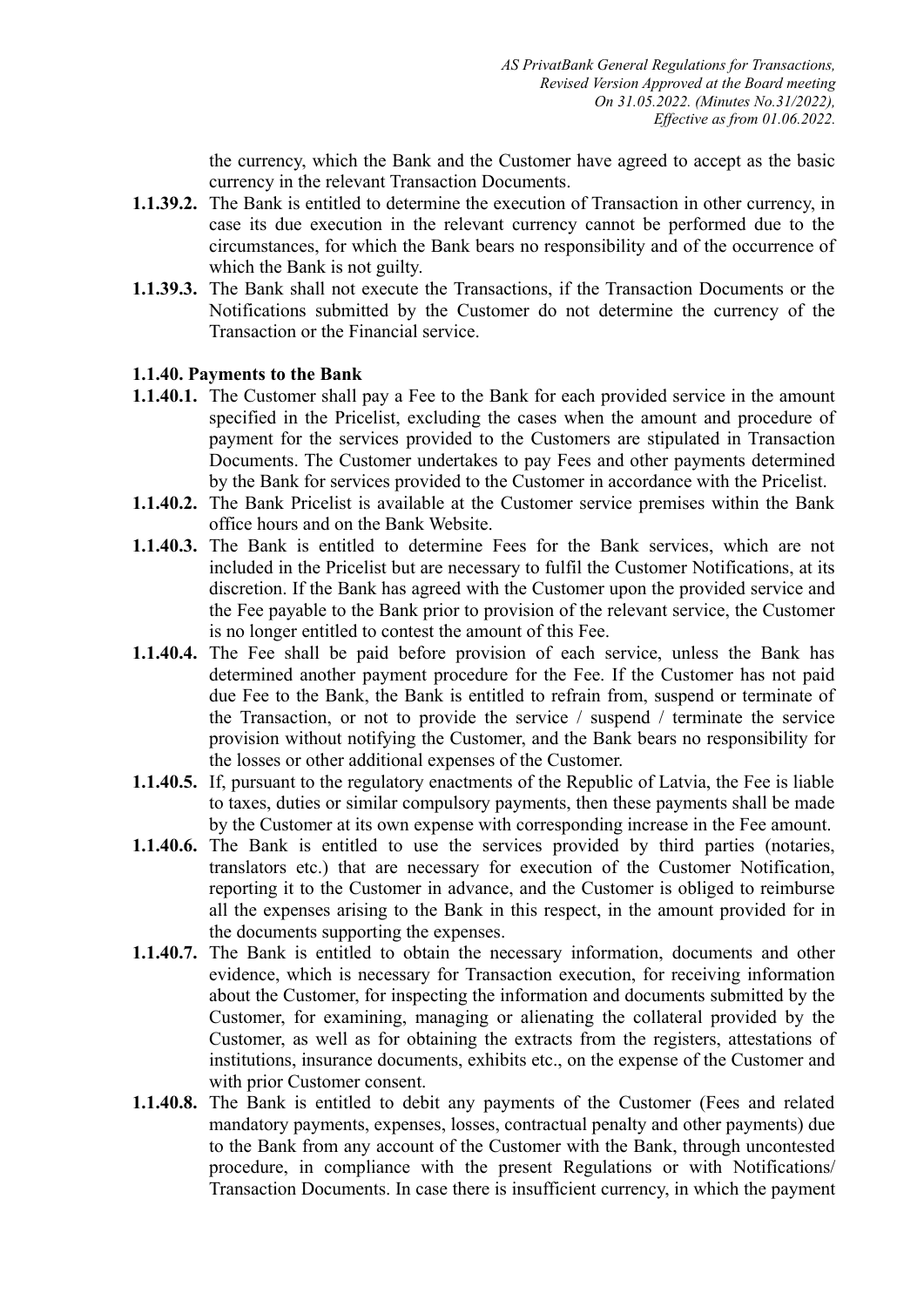the currency, which the Bank and the Customer have agreed to accept as the basic currency in the relevant Transaction Documents.

**1.1.39.2.** The Bank is entitled to determine the execution of Transaction in other currency, in case its due execution in the relevant currency cannot be performed due to the circumstances, for which the Bank bears no responsibility and of the occurrence of which the Bank is not guilty.

**1.1.39.3.** The Bank shall not execute the Transactions, if the Transaction Documents or the Notifications submitted by the Customer do not determine the currency of the Transaction or the Financial service.

**1.1.40. Payments to the Bank**

**1.1.40.1.** The Customer shall pay a Fee to the Bank for each provided service in the amount specified in the Pricelist, excluding the cases when the amount and procedure of payment for the services provided to the Customers are stipulated in Transaction Documents. The Customer undertakes to pay Fees and other payments determined by the Bank for services provided to the Customer in accordance with the Pricelist.

**1.1.40.2.** The Bank Pricelist is available at the Customer service premises within the Bank office hours and on the Bank Website.

**1.1.40.3.** The Bank is entitled to determine Fees for the Bank services, which are not included in the Pricelist but are necessary to fulfil the Customer Notifications, at its discretion. If the Bank has agreed with the Customer upon the provided service and the Fee payable to the Bank prior to provision of the relevant service, the Customer is no longer entitled to contest the amount of this Fee.

**1.1.40.4.** The Fee shall be paid before provision of each service, unless the Bank has determined another payment procedure for the Fee. If the Customer has not paid due Fee to the Bank, the Bank is entitled to refrain from, suspend or terminate of the Transaction, or not to provide the service / suspend / terminate the service provision without notifying the Customer, and the Bank bears no responsibility for the losses or other additional expenses of the Customer.

**1.1.40.5.** If, pursuant to the regulatory enactments of the Republic of Latvia, the Fee is liable to taxes, duties or similar compulsory payments, then these payments shall be made by the Customer at its own expense with corresponding increase in the Fee amount.

**1.1.40.6.** The Bank is entitled to use the services provided by third parties (notaries, translators etc.) that are necessary for execution of the Customer Notification, reporting it to the Customer in advance, and the Customer is obliged to reimburse all the expenses arising to the Bank in this respect, in the amount provided for in the documents supporting the expenses.

**1.1.40.7.** The Bank is entitled to obtain the necessary information, documents and other evidence, which is necessary for Transaction execution, for receiving information about the Customer, for inspecting the information and documents submitted by the Customer, for examining, managing or alienating the collateral provided by the Customer, as well as for obtaining the extracts from the registers, attestations of institutions, insurance documents, exhibits etc., on the expense of the Customer and with prior Customer consent.

**1.1.40.8.** The Bank is entitled to debit any payments of the Customer (Fees and related mandatory payments, expenses, losses, contractual penalty and other payments) due to the Bank from any account of the Customer with the Bank, through uncontested procedure, in compliance with the present Regulations or with Notifications/ Transaction Documents. In case there is insufficient currency, in which the payment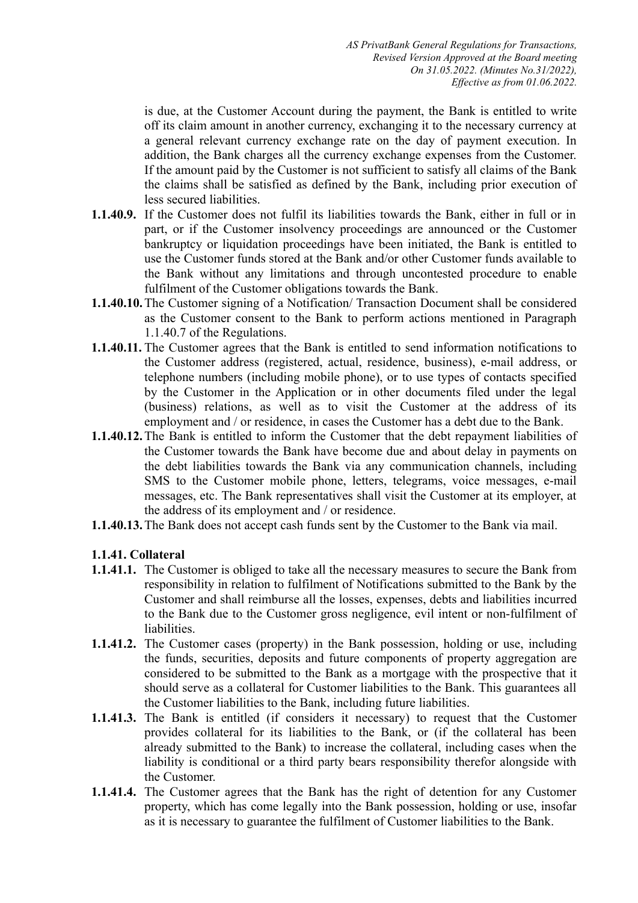is due, at the Customer Account during the payment, the Bank is entitled to write off its claim amount in another currency, exchanging it to the necessary currency at a general relevant currency exchange rate on the day of payment execution. In addition, the Bank charges all the currency exchange expenses from the Customer. If the amount paid by the Customer is not sufficient to satisfy all claims of the Bank the claims shall be satisfied as defined by the Bank, including prior execution of less secured liabilities.

**1.1.40.9.** If the Customer does not fulfil its liabilities towards the Bank, either in full or in part, or if the Customer insolvency proceedings are announced or the Customer bankruptcy or liquidation proceedings have been initiated, the Bank is entitled to use the Customer funds stored at the Bank and/or other Customer funds available to the Bank without any limitations and through uncontested procedure to enable fulfilment of the Customer obligations towards the Bank.

**1.1.40.10.** The Customer signing of a Notification/ Transaction Document shall be considered as the Customer consent to the Bank to perform actions mentioned in Paragraph 1.1.40.7 of the Regulations.

**1.1.40.11.** The Customer agrees that the Bank is entitled to send information notifications to the Customer address (registered, actual, residence, business), e-mail address, or telephone numbers (including mobile phone), or to use types of contacts specified by the Customer in the Application or in other documents filed under the legal (business) relations, as well as to visit the Customer at the address of its employment and / or residence, in cases the Customer has a debt due to the Bank.

**1.1.40.12.** The Bank is entitled to inform the Customer that the debt repayment liabilities of the Customer towards the Bank have become due and about delay in payments on the debt liabilities towards the Bank via any communication channels, including SMS to the Customer mobile phone, letters, telegrams, voice messages, e-mail messages, etc. The Bank representatives shall visit the Customer at its employer, at the address of its employment and / or residence.

**1.1.40.13.** The Bank does not accept cash funds sent by the Customer to the Bank via mail.

**1.1.41. Collateral**

**1.1.41.1.** The Customer is obliged to take all the necessary measures to secure the Bank from responsibility in relation to fulfilment of Notifications submitted to the Bank by the Customer and shall reimburse all the losses, expenses, debts and liabilities incurred to the Bank due to the Customer gross negligence, evil intent or non-fulfilment of liabilities.

**1.1.41.2.** The Customer cases (property) in the Bank possession, holding or use, including the funds, securities, deposits and future components of property aggregation are considered to be submitted to the Bank as a mortgage with the prospective that it should serve as a collateral for Customer liabilities to the Bank. This guarantees all the Customer liabilities to the Bank, including future liabilities.

**1.1.41.3.** The Bank is entitled (if considers it necessary) to request that the Customer provides collateral for its liabilities to the Bank, or (if the collateral has been already submitted to the Bank) to increase the collateral, including cases when the liability is conditional or a third party bears responsibility therefor alongside with the Customer.

**1.1.41.4.** The Customer agrees that the Bank has the right of detention for any Customer property, which has come legally into the Bank possession, holding or use, insofar as it is necessary to guarantee the fulfilment of Customer liabilities to the Bank.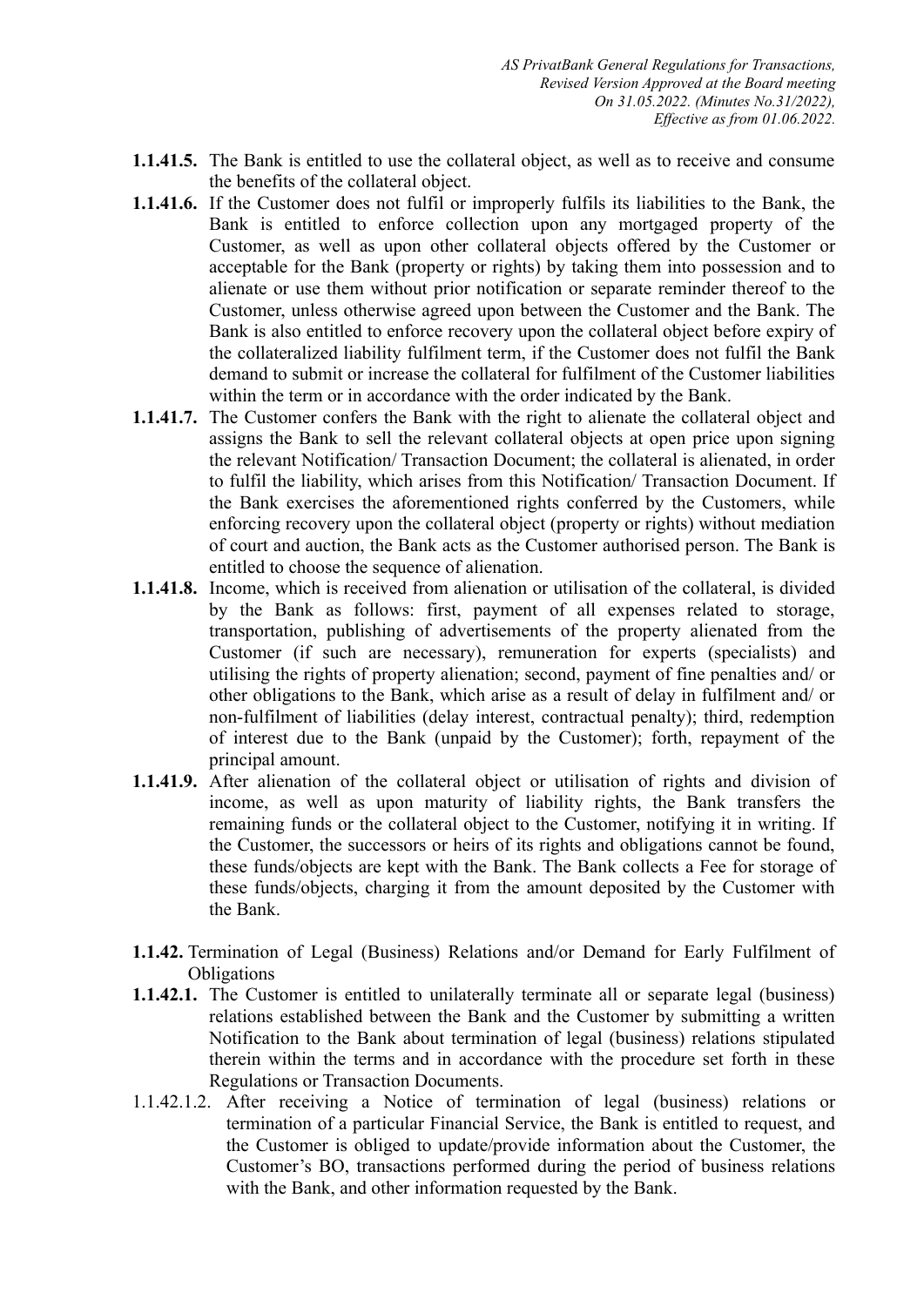**1.1.41.5.** The Bank is entitled to use the collateral object, as well as to receive and consume the benefits of the collateral object.

**1.1.41.6.** If the Customer does not fulfil or improperly fulfils its liabilities to the Bank, the Bank is entitled to enforce collection upon any mortgaged property of the Customer, as well as upon other collateral objects offered by the Customer or acceptable for the Bank (property or rights) by taking them into possession and to alienate or use them without prior notification or separate reminder thereof to the Customer, unless otherwise agreed upon between the Customer and the Bank. The Bank is also entitled to enforce recovery upon the collateral object before expiry of the collateralized liability fulfilment term, if the Customer does not fulfil the Bank demand to submit or increase the collateral for fulfilment of the Customer liabilities within the term or in accordance with the order indicated by the Bank.

**1.1.41.7.** The Customer confers the Bank with the right to alienate the collateral object and assigns the Bank to sell the relevant collateral objects at open price upon signing the relevant Notification/ Transaction Document; the collateral is alienated, in order to fulfil the liability, which arises from this Notification/ Transaction Document. If the Bank exercises the aforementioned rights conferred by the Customers, while enforcing recovery upon the collateral object (property or rights) without mediation of court and auction, the Bank acts as the Customer authorised person. The Bank is entitled to choose the sequence of alienation.

**1.1.41.8.** Income, which is received from alienation or utilisation of the collateral, is divided by the Bank as follows: first, payment of all expenses related to storage, transportation, publishing of advertisements of the property alienated from the Customer (if such are necessary), remuneration for experts (specialists) and utilising the rights of property alienation; second, payment of fine penalties and/ or other obligations to the Bank, which arise as a result of delay in fulfilment and/ or non-fulfilment of liabilities (delay interest, contractual penalty); third, redemption of interest due to the Bank (unpaid by the Customer); forth, repayment of the principal amount.

**1.1.41.9.** After alienation of the collateral object or utilisation of rights and division of income, as well as upon maturity of liability rights, the Bank transfers the remaining funds or the collateral object to the Customer, notifying it in writing. If the Customer, the successors or heirs of its rights and obligations cannot be found, these funds/objects are kept with the Bank. The Bank collects a Fee for storage of these funds/objects, charging it from the amount deposited by the Customer with the Bank.

**1.1.42.** Termination of Legal (Business) Relations and/or Demand for Early Fulfilment of Obligations

**1.1.42.1.** The Customer is entitled to unilaterally terminate all or separate legal (business) relations established between the Bank and the Customer by submitting a written Notification to the Bank about termination of legal (business) relations stipulated therein within the terms and in accordance with the procedure set forth in these Regulations or Transaction Documents.

1.1.42.1.2. After receiving a Notice of termination of legal (business) relations or termination of a particular Financial Service, the Bank is entitled to request, and the Customer is obliged to update/provide information about the Customer, the Customer's BO, transactions performed during the period of business relations with the Bank, and other information requested by the Bank.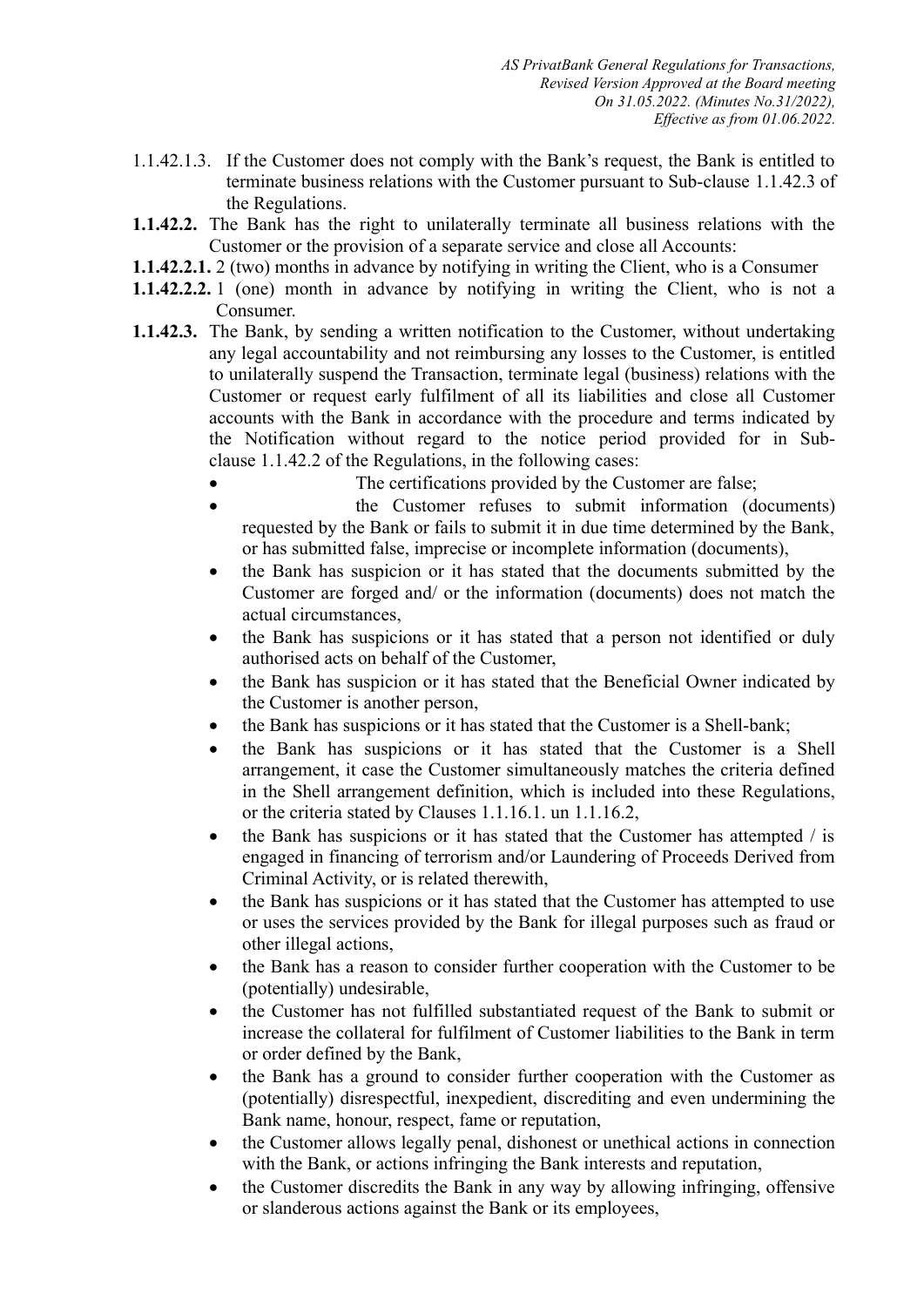1.1.42.1.3. If the Customer does not comply with the Bank's request, the Bank is entitled to terminate business relations with the Customer pursuant to Sub-clause 1.1.42.3 of the Regulations.

**1.1.42.2.** The Bank has the right to unilaterally terminate all business relations with the Customer or the provision of a separate service and close all Accounts:

**1.1.42.2.1.** 2 (two) months in advance by notifying in writing the Client, who is a Consumer

**1.1.42.2.2.** 1 (one) month in advance by notifying in writing the Client, who is not a Consumer.

**1.1.42.3.** The Bank, by sending a written notification to the Customer, without undertaking any legal accountability and not reimbursing any losses to the Customer, is entitled to unilaterally suspend the Transaction, terminate legal (business) relations with the Customer or request early fulfilment of all its liabilities and close all Customer accounts with the Bank in accordance with the procedure and terms indicated by the Notification without regard to the notice period provided for in Sub-clause 1.1.42.2 of the Regulations, in the following cases:

- The certifications provided by the Customer are false;
- the Customer refuses to submit information (documents) requested by the Bank or fails to submit it in due time determined by the Bank, or has submitted false, imprecise or incomplete information (documents),
- the Bank has suspicion or it has stated that the documents submitted by the Customer are forged and/ or the information (documents) does not match the actual circumstances,
- the Bank has suspicions or it has stated that a person not identified or duly authorised acts on behalf of the Customer,
- the Bank has suspicion or it has stated that the Beneficial Owner indicated by the Customer is another person,
- the Bank has suspicions or it has stated that the Customer is a Shell-bank;
- the Bank has suspicions or it has stated that the Customer is a Shell arrangement, it case the Customer simultaneously matches the criteria defined in the Shell arrangement definition, which is included into these Regulations, or the criteria stated by Clauses 1.1.16.1. un 1.1.16.2,
- the Bank has suspicions or it has stated that the Customer has attempted / is engaged in financing of terrorism and/or Laundering of Proceeds Derived from Criminal Activity, or is related therewith,
- the Bank has suspicions or it has stated that the Customer has attempted to use or uses the services provided by the Bank for illegal purposes such as fraud or other illegal actions,
- the Bank has a reason to consider further cooperation with the Customer to be (potentially) undesirable,
- the Customer has not fulfilled substantiated request of the Bank to submit or increase the collateral for fulfilment of Customer liabilities to the Bank in term or order defined by the Bank,
- the Bank has a ground to consider further cooperation with the Customer as (potentially) disrespectful, inexpedient, discrediting and even undermining the Bank name, honour, respect, fame or reputation,
- the Customer allows legally penal, dishonest or unethical actions in connection with the Bank, or actions infringing the Bank interests and reputation,
- the Customer discredits the Bank in any way by allowing infringing, offensive or slanderous actions against the Bank or its employees,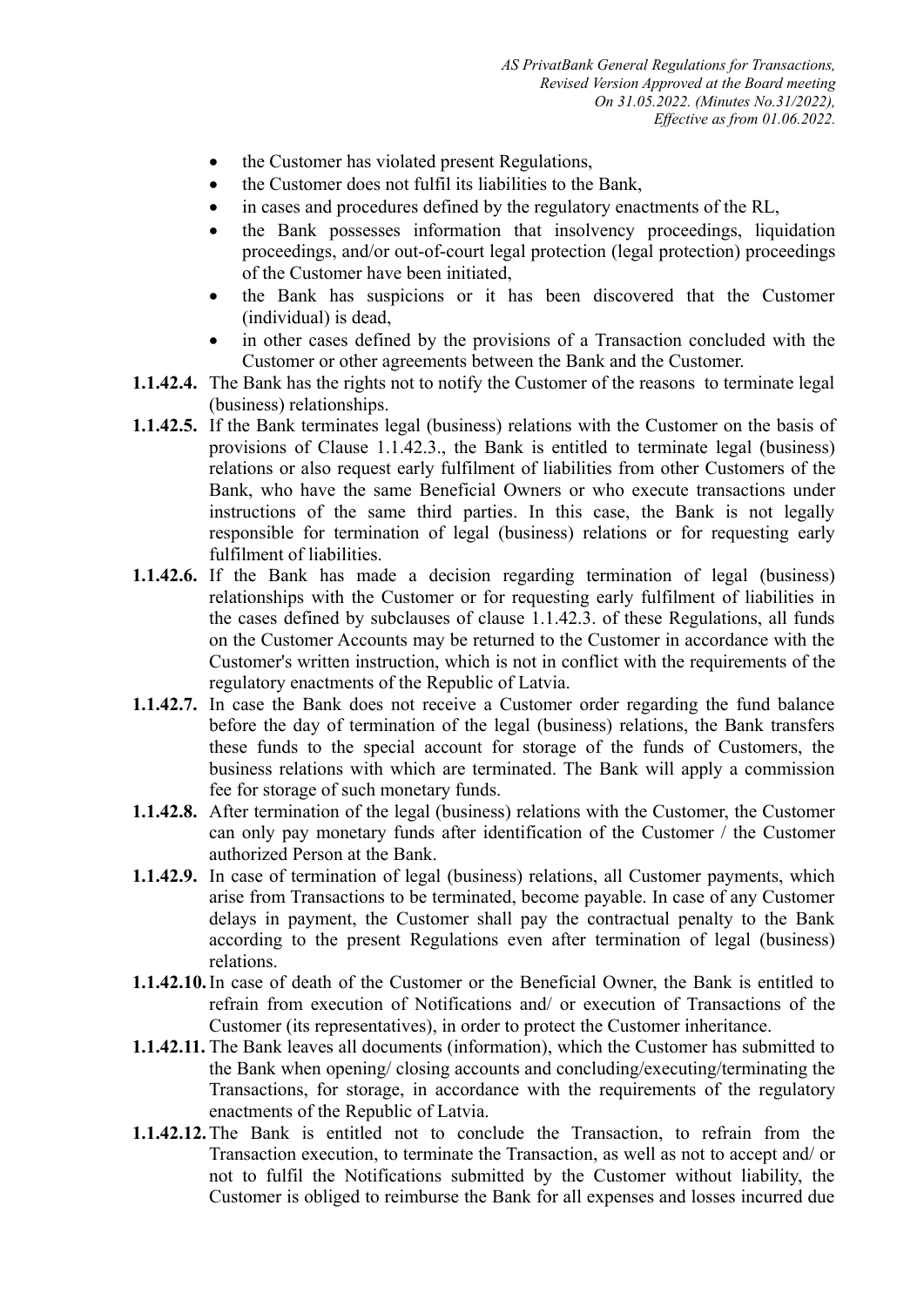- the Customer has violated present Regulations,
- the Customer does not fulfil its liabilities to the Bank,
- in cases and procedures defined by the regulatory enactments of the RL,
- the Bank possesses information that insolvency proceedings, liquidation proceedings, and/or out-of-court legal protection (legal protection) proceedings of the Customer have been initiated,
- the Bank has suspicions or it has been discovered that the Customer (individual) is dead,
- in other cases defined by the provisions of a Transaction concluded with the Customer or other agreements between the Bank and the Customer.

**1.1.42.4.** The Bank has the rights not to notify the Customer of the reasons to terminate legal (business) relationships.

**1.1.42.5.** If the Bank terminates legal (business) relations with the Customer on the basis of provisions of Clause 1.1.42.3., the Bank is entitled to terminate legal (business) relations or also request early fulfilment of liabilities from other Customers of the Bank, who have the same Beneficial Owners or who execute transactions under instructions of the same third parties. In this case, the Bank is not legally responsible for termination of legal (business) relations or for requesting early fulfilment of liabilities.

**1.1.42.6.** If the Bank has made a decision regarding termination of legal (business) relationships with the Customer or for requesting early fulfilment of liabilities in the cases defined by subclauses of clause 1.1.42.3. of these Regulations, all funds on the Customer Accounts may be returned to the Customer in accordance with the Customer's written instruction, which is not in conflict with the requirements of the regulatory enactments of the Republic of Latvia.

**1.1.42.7.** In case the Bank does not receive a Customer order regarding the fund balance before the day of termination of the legal (business) relations, the Bank transfers these funds to the special account for storage of the funds of Customers, the business relations with which are terminated. The Bank will apply a commission fee for storage of such monetary funds.

**1.1.42.8.** After termination of the legal (business) relations with the Customer, the Customer can only pay monetary funds after identification of the Customer / the Customer authorized Person at the Bank.

**1.1.42.9.** In case of termination of legal (business) relations, all Customer payments, which arise from Transactions to be terminated, become payable. In case of any Customer delays in payment, the Customer shall pay the contractual penalty to the Bank according to the present Regulations even after termination of legal (business) relations.

**1.1.42.10.** In case of death of the Customer or the Beneficial Owner, the Bank is entitled to refrain from execution of Notifications and/ or execution of Transactions of the Customer (its representatives), in order to protect the Customer inheritance.

**1.1.42.11.** The Bank leaves all documents (information), which the Customer has submitted to the Bank when opening/ closing accounts and concluding/executing/terminating the Transactions, for storage, in accordance with the requirements of the regulatory enactments of the Republic of Latvia.

**1.1.42.12.** The Bank is entitled not to conclude the Transaction, to refrain from the Transaction execution, to terminate the Transaction, as well as not to accept and/ or not to fulfil the Notifications submitted by the Customer without liability, the Customer is obliged to reimburse the Bank for all expenses and losses incurred due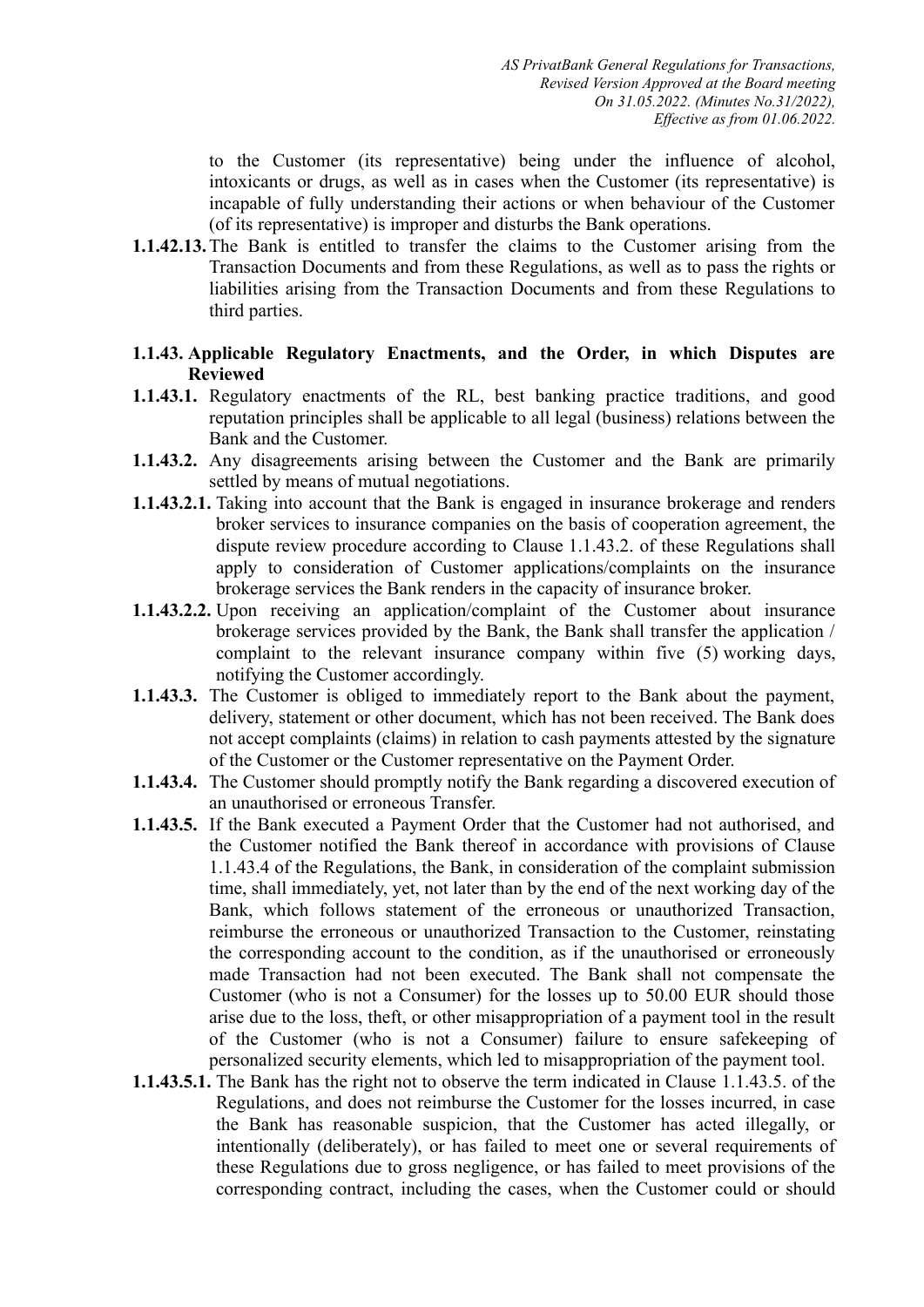to the Customer (its representative) being under the influence of alcohol, intoxicants or drugs, as well as in cases when the Customer (its representative) is incapable of fully understanding their actions or when behaviour of the Customer (of its representative) is improper and disturbs the Bank operations.

**1.1.42.13.** The Bank is entitled to transfer the claims to the Customer arising from the Transaction Documents and from these Regulations, as well as to pass the rights or liabilities arising from the Transaction Documents and from these Regulations to third parties.

**1.1.43. Applicable Regulatory Enactments, and the Order, in which Disputes are Reviewed**

**1.1.43.1.** Regulatory enactments of the RL, best banking practice traditions, and good reputation principles shall be applicable to all legal (business) relations between the Bank and the Customer.

**1.1.43.2.** Any disagreements arising between the Customer and the Bank are primarily settled by means of mutual negotiations.

**1.1.43.2.1.** Taking into account that the Bank is engaged in insurance brokerage and renders broker services to insurance companies on the basis of cooperation agreement, the dispute review procedure according to Clause 1.1.43.2. of these Regulations shall apply to consideration of Customer applications/complaints on the insurance brokerage services the Bank renders in the capacity of insurance broker.

**1.1.43.2.2.** Upon receiving an application/complaint of the Customer about insurance brokerage services provided by the Bank, the Bank shall transfer the application / complaint to the relevant insurance company within five (5) working days, notifying the Customer accordingly.

**1.1.43.3.** The Customer is obliged to immediately report to the Bank about the payment, delivery, statement or other document, which has not been received. The Bank does not accept complaints (claims) in relation to cash payments attested by the signature of the Customer or the Customer representative on the Payment Order.

**1.1.43.4.** The Customer should promptly notify the Bank regarding a discovered execution of an unauthorised or erroneous Transfer.

**1.1.43.5.** If the Bank executed a Payment Order that the Customer had not authorised, and the Customer notified the Bank thereof in accordance with provisions of Clause 1.1.43.4 of the Regulations, the Bank, in consideration of the complaint submission time, shall immediately, yet, not later than by the end of the next working day of the Bank, which follows statement of the erroneous or unauthorized Transaction, reimburse the erroneous or unauthorized Transaction to the Customer, reinstating the corresponding account to the condition, as if the unauthorised or erroneously made Transaction had not been executed. The Bank shall not compensate the Customer (who is not a Consumer) for the losses up to 50.00 EUR should those arise due to the loss, theft, or other misappropriation of a payment tool in the result of the Customer (who is not a Consumer) failure to ensure safekeeping of personalized security elements, which led to misappropriation of the payment tool.

**1.1.43.5.1.** The Bank has the right not to observe the term indicated in Clause 1.1.43.5. of the Regulations, and does not reimburse the Customer for the losses incurred, in case the Bank has reasonable suspicion, that the Customer has acted illegally, or intentionally (deliberately), or has failed to meet one or several requirements of these Regulations due to gross negligence, or has failed to meet provisions of the corresponding contract, including the cases, when the Customer could or should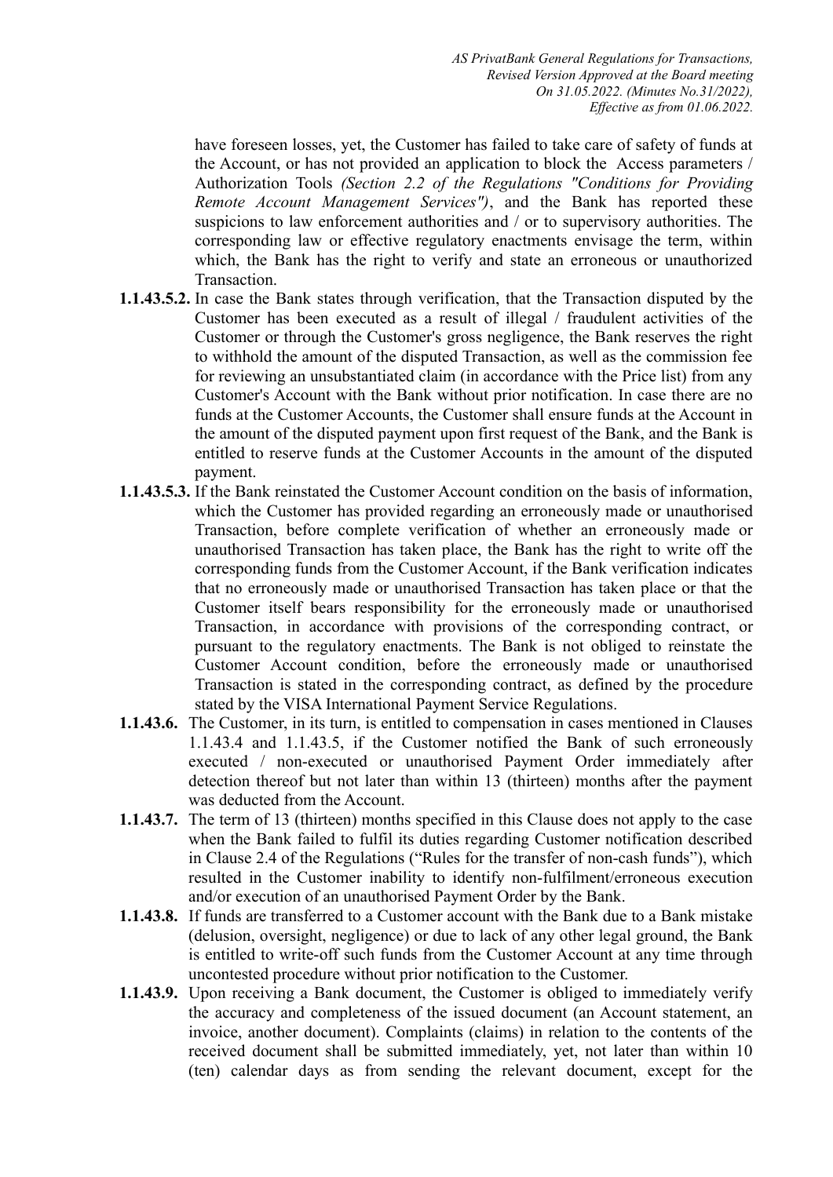have foreseen losses, yet, the Customer has failed to take care of safety of funds at the Account, or has not provided an application to block the Access parameters / Authorization Tools *(Section 2.2 of the Regulations "Conditions for Providing Remote Account Management Services")*, and the Bank has reported these suspicions to law enforcement authorities and / or to supervisory authorities. The corresponding law or effective regulatory enactments envisage the term, within which, the Bank has the right to verify and state an erroneous or unauthorized Transaction.

**1.1.43.5.2.** In case the Bank states through verification, that the Transaction disputed by the Customer has been executed as a result of illegal / fraudulent activities of the Customer or through the Customer's gross negligence, the Bank reserves the right to withhold the amount of the disputed Transaction, as well as the commission fee for reviewing an unsubstantiated claim (in accordance with the Price list) from any Customer's Account with the Bank without prior notification. In case there are no funds at the Customer Accounts, the Customer shall ensure funds at the Account in the amount of the disputed payment upon first request of the Bank, and the Bank is entitled to reserve funds at the Customer Accounts in the amount of the disputed payment.

**1.1.43.5.3.** If the Bank reinstated the Customer Account condition on the basis of information, which the Customer has provided regarding an erroneously made or unauthorised Transaction, before complete verification of whether an erroneously made or unauthorised Transaction has taken place, the Bank has the right to write off the corresponding funds from the Customer Account, if the Bank verification indicates that no erroneously made or unauthorised Transaction has taken place or that the Customer itself bears responsibility for the erroneously made or unauthorised Transaction, in accordance with provisions of the corresponding contract, or pursuant to the regulatory enactments. The Bank is not obliged to reinstate the Customer Account condition, before the erroneously made or unauthorised Transaction is stated in the corresponding contract, as defined by the procedure stated by the VISA International Payment Service Regulations.

**1.1.43.6.** The Customer, in its turn, is entitled to compensation in cases mentioned in Clauses 1.1.43.4 and 1.1.43.5, if the Customer notified the Bank of such erroneously executed / non-executed or unauthorised Payment Order immediately after detection thereof but not later than within 13 (thirteen) months after the payment was deducted from the Account.

**1.1.43.7.** The term of 13 (thirteen) months specified in this Clause does not apply to the case when the Bank failed to fulfil its duties regarding Customer notification described in Clause 2.4 of the Regulations ("Rules for the transfer of non-cash funds"), which resulted in the Customer inability to identify non-fulfilment/erroneous execution and/or execution of an unauthorised Payment Order by the Bank.

**1.1.43.8.** If funds are transferred to a Customer account with the Bank due to a Bank mistake (delusion, oversight, negligence) or due to lack of any other legal ground, the Bank is entitled to write-off such funds from the Customer Account at any time through uncontested procedure without prior notification to the Customer.

**1.1.43.9.** Upon receiving a Bank document, the Customer is obliged to immediately verify the accuracy and completeness of the issued document (an Account statement, an invoice, another document). Complaints (claims) in relation to the contents of the received document shall be submitted immediately, yet, not later than within 10 (ten) calendar days as from sending the relevant document, except for the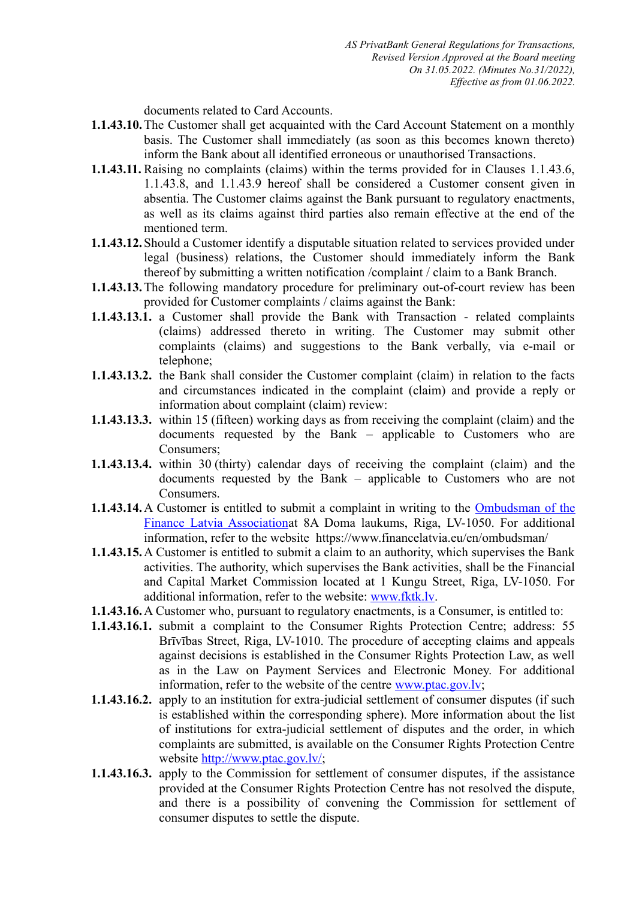documents related to Card Accounts.

**1.1.43.10.** The Customer shall get acquainted with the Card Account Statement on a monthly basis. The Customer shall immediately (as soon as this becomes known thereto) inform the Bank about all identified erroneous or unauthorised Transactions.

**1.1.43.11.** Raising no complaints (claims) within the terms provided for in Clauses 1.1.43.6, 1.1.43.8, and 1.1.43.9 hereof shall be considered a Customer consent given in absentia. The Customer claims against the Bank pursuant to regulatory enactments, as well as its claims against third parties also remain effective at the end of the mentioned term.

**1.1.43.12.** Should a Customer identify a disputable situation related to services provided under legal (business) relations, the Customer should immediately inform the Bank thereof by submitting a written notification /complaint / claim to a Bank Branch.

**1.1.43.13.** The following mandatory procedure for preliminary out-of-court review has been provided for Customer complaints / claims against the Bank:

**1.1.43.13.1.** a Customer shall provide the Bank with Transaction - related complaints (claims) addressed thereto in writing. The Customer may submit other complaints (claims) and suggestions to the Bank verbally, via e-mail or telephone;

**1.1.43.13.2.** the Bank shall consider the Customer complaint (claim) in relation to the facts and circumstances indicated in the complaint (claim) and provide a reply or information about complaint (claim) review:

**1.1.43.13.3.** within 15 (fifteen) working days as from receiving the complaint (claim) and the documents requested by the Bank – applicable to Customers who are Consumers;

**1.1.43.13.4.** within 30 (thirty) calendar days of receiving the complaint (claim) and the documents requested by the Bank – applicable to Customers who are not Consumers.

**1.1.43.14.** A Customer is entitled to submit a complaint in writing to the Ombudsman of the Finance Latvia Associationat 8A Doma laukums, Riga, LV-1050. For additional information, refer to the website https://www.financelatvia.eu/en/ombudsman/

**1.1.43.15.** A Customer is entitled to submit a claim to an authority, which supervises the Bank activities. The authority, which supervises the Bank activities, shall be the Financial and Capital Market Commission located at 1 Kungu Street, Riga, LV-1050. For additional information, refer to the website: www.fktk.lv.

**1.1.43.16.** A Customer who, pursuant to regulatory enactments, is a Consumer, is entitled to:

**1.1.43.16.1.** submit a complaint to the Consumer Rights Protection Centre; address: 55 Brīvības Street, Riga, LV-1010. The procedure of accepting claims and appeals against decisions is established in the Consumer Rights Protection Law, as well as in the Law on Payment Services and Electronic Money. For additional information, refer to the website of the centre www.ptac.gov.lv;

**1.1.43.16.2.** apply to an institution for extra-judicial settlement of consumer disputes (if such is established within the corresponding sphere). More information about the list of institutions for extra-judicial settlement of disputes and the order, in which complaints are submitted, is available on the Consumer Rights Protection Centre website http://www.ptac.gov.lv/;

**1.1.43.16.3.** apply to the Commission for settlement of consumer disputes, if the assistance provided at the Consumer Rights Protection Centre has not resolved the dispute, and there is a possibility of convening the Commission for settlement of consumer disputes to settle the dispute.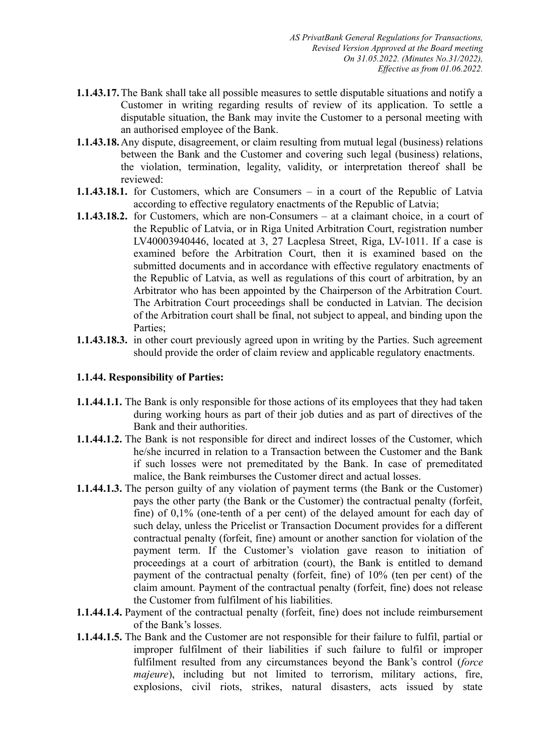**1.1.43.17.** The Bank shall take all possible measures to settle disputable situations and notify a Customer in writing regarding results of review of its application. To settle a disputable situation, the Bank may invite the Customer to a personal meeting with an authorised employee of the Bank.

**1.1.43.18.** Any dispute, disagreement, or claim resulting from mutual legal (business) relations between the Bank and the Customer and covering such legal (business) relations, the violation, termination, legality, validity, or interpretation thereof shall be reviewed:

**1.1.43.18.1.** for Customers, which are Consumers – in a court of the Republic of Latvia according to effective regulatory enactments of the Republic of Latvia;

**1.1.43.18.2.** for Customers, which are non-Consumers – at a claimant choice, in a court of the Republic of Latvia, or in Riga United Arbitration Court, registration number LV40003940446, located at 3, 27 Lacplesa Street, Riga, LV-1011. If a case is examined before the Arbitration Court, then it is examined based on the submitted documents and in accordance with effective regulatory enactments of the Republic of Latvia, as well as regulations of this court of arbitration, by an Arbitrator who has been appointed by the Chairperson of the Arbitration Court. The Arbitration Court proceedings shall be conducted in Latvian. The decision of the Arbitration court shall be final, not subject to appeal, and binding upon the Parties;

**1.1.43.18.3.** in other court previously agreed upon in writing by the Parties. Such agreement should provide the order of claim review and applicable regulatory enactments.

**1.1.44. Responsibility of Parties:**

**1.1.44.1.1.** The Bank is only responsible for those actions of its employees that they had taken during working hours as part of their job duties and as part of directives of the Bank and their authorities.

**1.1.44.1.2.** The Bank is not responsible for direct and indirect losses of the Customer, which he/she incurred in relation to a Transaction between the Customer and the Bank if such losses were not premeditated by the Bank. In case of premeditated malice, the Bank reimburses the Customer direct and actual losses.

**1.1.44.1.3.** The person guilty of any violation of payment terms (the Bank or the Customer) pays the other party (the Bank or the Customer) the contractual penalty (forfeit, fine) of 0,1% (one-tenth of a per cent) of the delayed amount for each day of such delay, unless the Pricelist or Transaction Document provides for a different contractual penalty (forfeit, fine) amount or another sanction for violation of the payment term. If the Customer's violation gave reason to initiation of proceedings at a court of arbitration (court), the Bank is entitled to demand payment of the contractual penalty (forfeit, fine) of 10% (ten per cent) of the claim amount. Payment of the contractual penalty (forfeit, fine) does not release the Customer from fulfilment of his liabilities.

**1.1.44.1.4.** Payment of the contractual penalty (forfeit, fine) does not include reimbursement of the Bank's losses.

**1.1.44.1.5.** The Bank and the Customer are not responsible for their failure to fulfil, partial or improper fulfilment of their liabilities if such failure to fulfil or improper fulfilment resulted from any circumstances beyond the Bank's control (*force majeure*), including but not limited to terrorism, military actions, fire, explosions, civil riots, strikes, natural disasters, acts issued by state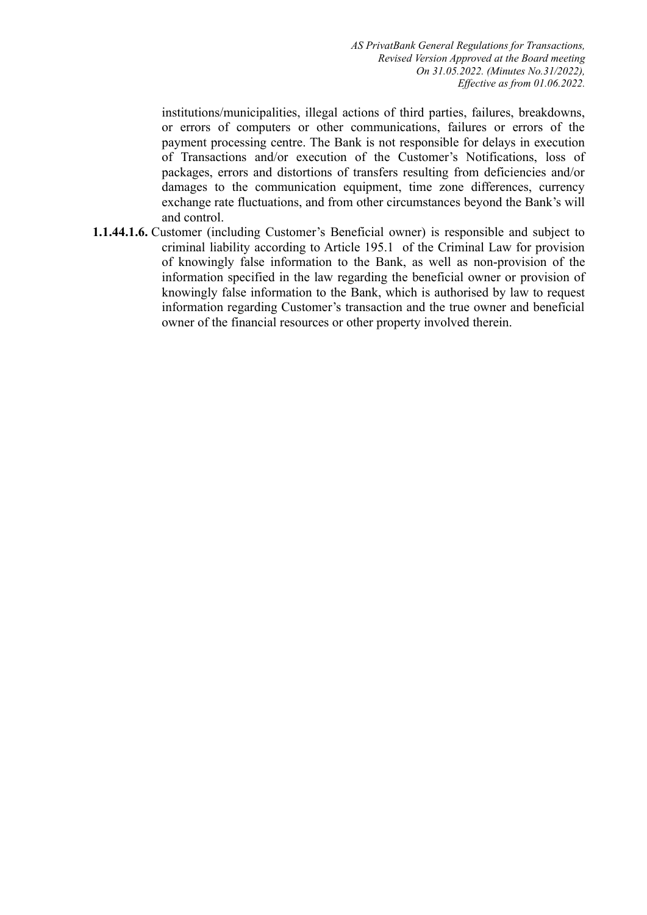institutions/municipalities, illegal actions of third parties, failures, breakdowns, or errors of computers or other communications, failures or errors of the payment processing centre. The Bank is not responsible for delays in execution of Transactions and/or execution of the Customer's Notifications, loss of packages, errors and distortions of transfers resulting from deficiencies and/or damages to the communication equipment, time zone differences, currency exchange rate fluctuations, and from other circumstances beyond the Bank's will and control.

**1.1.44.1.6.** Customer (including Customer's Beneficial owner) is responsible and subject to criminal liability according to Article 195.1 of the Criminal Law for provision of knowingly false information to the Bank, as well as non-provision of the information specified in the law regarding the beneficial owner or provision of knowingly false information to the Bank, which is authorised by law to request information regarding Customer's transaction and the true owner and beneficial owner of the financial resources or other property involved therein.